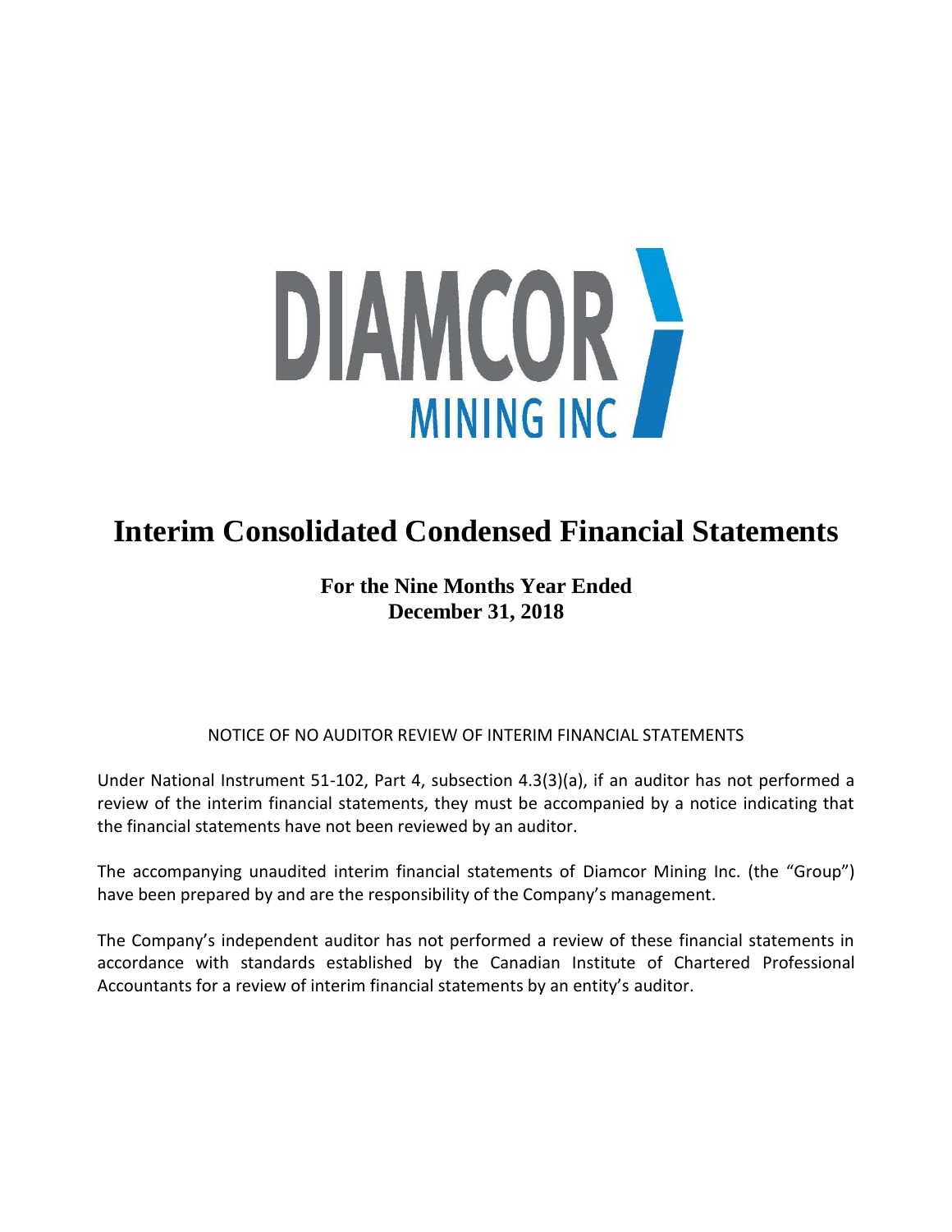DIAMCOR MINING INC

# Interim Consolidated Condensed Financial Statements

**For the Nine Months Year Ended**
**December 31, 2018**

NOTICE OF NO AUDITOR REVIEW OF INTERIM FINANCIAL STATEMENTS

Under National Instrument 51-102, Part 4, subsection 4.3(3)(a), if an auditor has not performed a review of the interim financial statements, they must be accompanied by a notice indicating that the financial statements have not been reviewed by an auditor.

The accompanying unaudited interim financial statements of Diamcor Mining Inc. (the "Group") have been prepared by and are the responsibility of the Company's management.

The Company's independent auditor has not performed a review of these financial statements in accordance with standards established by the Canadian Institute of Chartered Professional Accountants for a review of interim financial statements by an entity's auditor.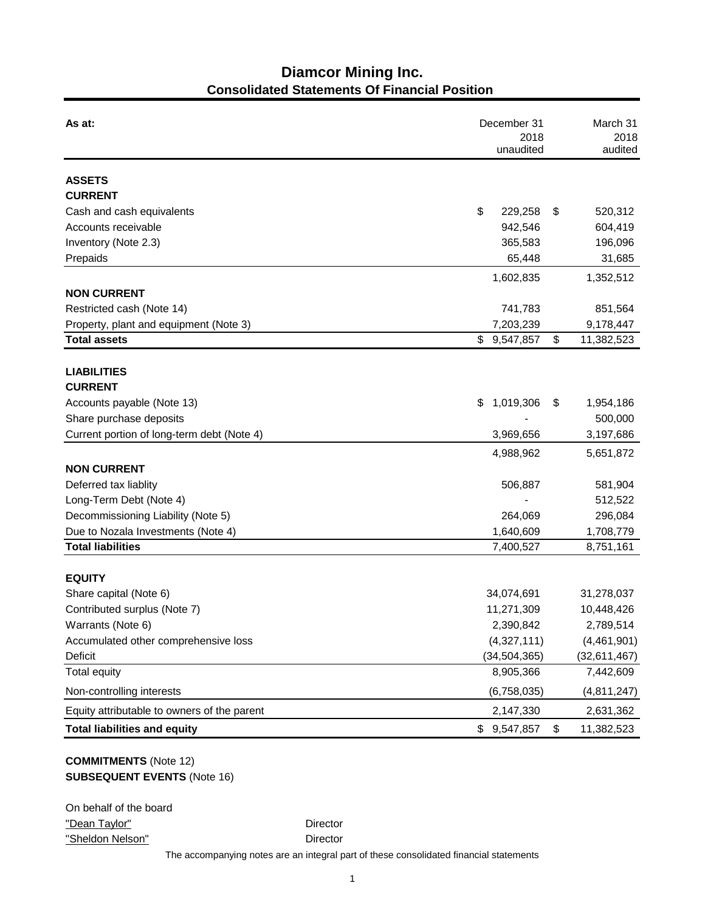# Diamcor Mining Inc.
## Consolidated Statements Of Financial Position

| As at: | December 31 2018 unaudited | March 31 2018 audited |
|---|---|---|
| **ASSETS** | | |
| **CURRENT** | | |
| Cash and cash equivalents | $ 229,258 | $ 520,312 |
| Accounts receivable | 942,546 | 604,419 |
| Inventory (Note 2.3) | 365,583 | 196,096 |
| Prepaids | 65,448 | 31,685 |
| | 1,602,835 | 1,352,512 |
| **NON CURRENT** | | |
| Restricted cash (Note 14) | 741,783 | 851,564 |
| Property, plant and equipment (Note 3) | 7,203,239 | 9,178,447 |
| **Total assets** | $ 9,547,857 | $ 11,382,523 |
| **LIABILITIES** | | |
| **CURRENT** | | |
| Accounts payable (Note 13) | $ 1,019,306 | $ 1,954,186 |
| Share purchase deposits | - | 500,000 |
| Current portion of long-term debt (Note 4) | 3,969,656 | 3,197,686 |
| | 4,988,962 | 5,651,872 |
| **NON CURRENT** | | |
| Deferred tax liablity | 506,887 | 581,904 |
| Long-Term Debt (Note 4) | - | 512,522 |
| Decommissioning Liability (Note 5) | 264,069 | 296,084 |
| Due to Nozala Investments (Note 4) | 1,640,609 | 1,708,779 |
| **Total liabilities** | 7,400,527 | 8,751,161 |
| **EQUITY** | | |
| Share capital (Note 6) | 34,074,691 | 31,278,037 |
| Contributed surplus (Note 7) | 11,271,309 | 10,448,426 |
| Warrants (Note 6) | 2,390,842 | 2,789,514 |
| Accumulated other comprehensive loss | (4,327,111) | (4,461,901) |
| Deficit | (34,504,365) | (32,611,467) |
| Total equity | 8,905,366 | 7,442,609 |
| Non-controlling interests | (6,758,035) | (4,811,247) |
| Equity attributable to owners of the parent | 2,147,330 | 2,631,362 |
| **Total liabilities and equity** | $ 9,547,857 | $ 11,382,523 |

**COMMITMENTS** (Note 12)
**SUBSEQUENT EVENTS** (Note 16)

On behalf of the board

"Dean Taylor" Director

"Sheldon Nelson" Director

The accompanying notes are an integral part of these consolidated financial statements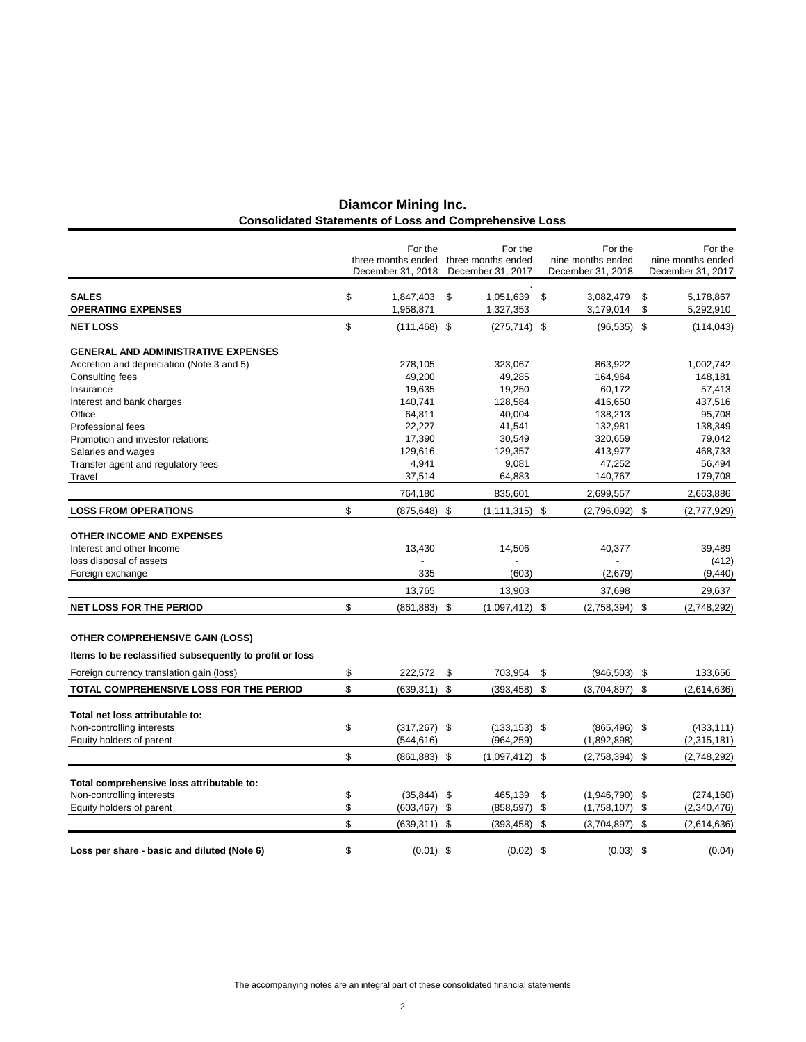# Diamcor Mining Inc.
## Consolidated Statements of Loss and Comprehensive Loss

| | For the three months ended December 31, 2018 | For the three months ended December 31, 2017 | For the nine months ended December 31, 2018 | For the nine months ended December 31, 2017 |
|---|---|---|---|---|
| **SALES** | $ 1,847,403 | $ 1,051,639 | $ 3,082,479 | $ 5,178,867 |
| **OPERATING EXPENSES** | 1,958,871 | 1,327,353 | 3,179,014 | $ 5,292,910 |
| **NET LOSS** | $ (111,468) | $ (275,714) | $ (96,535) | $ (114,043) |
| **GENERAL AND ADMINISTRATIVE EXPENSES** | | | | |
| Accretion and depreciation (Note 3 and 5) | 278,105 | 323,067 | 863,922 | 1,002,742 |
| Consulting fees | 49,200 | 49,285 | 164,964 | 148,181 |
| Insurance | 19,635 | 19,250 | 60,172 | 57,413 |
| Interest and bank charges | 140,741 | 128,584 | 416,650 | 437,516 |
| Office | 64,811 | 40,004 | 138,213 | 95,708 |
| Professional fees | 22,227 | 41,541 | 132,981 | 138,349 |
| Promotion and investor relations | 17,390 | 30,549 | 320,659 | 79,042 |
| Salaries and wages | 129,616 | 129,357 | 413,977 | 468,733 |
| Transfer agent and regulatory fees | 4,941 | 9,081 | 47,252 | 56,494 |
| Travel | 37,514 | 64,883 | 140,767 | 179,708 |
| | 764,180 | 835,601 | 2,699,557 | 2,663,886 |
| **LOSS FROM OPERATIONS** | $ (875,648) | $ (1,111,315) | $ (2,796,092) | $ (2,777,929) |
| **OTHER INCOME AND EXPENSES** | | | | |
| Interest and other Income | 13,430 | 14,506 | 40,377 | 39,489 |
| loss disposal of assets | - | - | - | (412) |
| Foreign exchange | 335 | (603) | (2,679) | (9,440) |
| | 13,765 | 13,903 | 37,698 | 29,637 |
| **NET LOSS FOR THE PERIOD** | $ (861,883) | $ (1,097,412) | $ (2,758,394) | $ (2,748,292) |
| **OTHER COMPREHENSIVE GAIN (LOSS)** | | | | |
| **Items to be reclassified subsequently to profit or loss** | | | | |
| Foreign currency translation gain (loss) | $ 222,572 | $ 703,954 | $ (946,503) | $ 133,656 |
| **TOTAL COMPREHENSIVE LOSS FOR THE PERIOD** | $ (639,311) | $ (393,458) | $ (3,704,897) | $ (2,614,636) |
| **Total net loss attributable to:** | | | | |
| Non-controlling interests | $ (317,267) | $ (133,153) | $ (865,496) | $ (433,111) |
| Equity holders of parent | (544,616) | (964,259) | (1,892,898) | (2,315,181) |
| | $ (861,883) | $ (1,097,412) | $ (2,758,394) | $ (2,748,292) |
| **Total comprehensive loss attributable to:** | | | | |
| Non-controlling interests | $ (35,844) | $ 465,139 | $ (1,946,790) | $ (274,160) |
| Equity holders of parent | $ (603,467) | $ (858,597) | $ (1,758,107) | $ (2,340,476) |
| | $ (639,311) | $ (393,458) | $ (3,704,897) | $ (2,614,636) |
| **Loss per share - basic and diluted (Note 6)** | $ (0.01) | $ (0.02) | $ (0.03) | $ (0.04) |

The accompanying notes are an integral part of these consolidated financial statements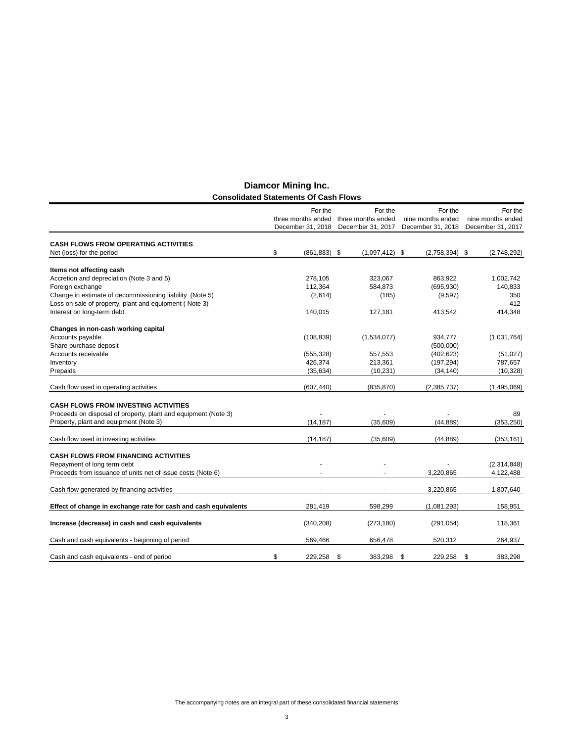# Diamcor Mining Inc.

## Consolidated Statements Of Cash Flows

| | For the three months ended December 31, 2018 | For the three months ended December 31, 2017 | For the nine months ended December 31, 2018 | For the nine months ended December 31, 2017 |
|---|---|---|---|---|
| **CASH FLOWS FROM OPERATING ACTIVITIES** | | | | |
| Net (loss) for the period | $ (861,883) | $ (1,097,412) | $ (2,758,394) | $ (2,748,292) |
| **Items not affecting cash** | | | | |
| Accretion and depreciation (Note 3 and 5) | 278,105 | 323,067 | 863,922 | 1,002,742 |
| Foreign exchange | 112,364 | 584,873 | (695,930) | 140,833 |
| Change in estimate of decommissioning liability (Note 5) | (2,614) | (185) | (9,597) | 350 |
| Loss on sale of property, plant and equipment ( Note 3) | - | - | - | 412 |
| Interest on long-term debt | 140,015 | 127,181 | 413,542 | 414,348 |
| **Changes in non-cash working capital** | | | | |
| Accounts payable | (108,839) | (1,534,077) | 934,777 | (1,031,764) |
| Share purchase deposit | - | - | (500,000) | - |
| Accounts receivable | (555,328) | 557,553 | (402,623) | (51,027) |
| Inventory | 426,374 | 213,361 | (197,294) | 787,657 |
| Prepaids | (35,634) | (10,231) | (34,140) | (10,328) |
| Cash flow used in operating activities | (607,440) | (835,870) | (2,385,737) | (1,495,069) |
| **CASH FLOWS FROM INVESTING ACTIVITIES** | | | | |
| Proceeds on disposal of property, plant and equipment (Note 3) | - | - | - | 89 |
| Property, plant and equipment (Note 3) | (14,187) | (35,609) | (44,889) | (353,250) |
| Cash flow used in investing activities | (14,187) | (35,609) | (44,889) | (353,161) |
| **CASH FLOWS FROM FINANCING ACTIVITIES** | | | | |
| Repayment of long term debt | - | - | - | (2,314,848) |
| Proceeds from issuance of units net of issue costs (Note 6) | - | - | 3,220,865 | 4,122,488 |
| Cash flow generated by financing activities | - | - | 3,220,865 | 1,807,640 |
| **Effect of change in exchange rate for cash and cash equivalents** | 281,419 | 598,299 | (1,081,293) | 158,951 |
| **Increase (decrease) in cash and cash equivalents** | (340,208) | (273,180) | (291,054) | 118,361 |
| Cash and cash equivalents - beginning of period | 569,466 | 656,478 | 520,312 | 264,937 |
| Cash and cash equivalents - end of period | $ 229,258 | $ 383,298 | $ 229,258 | $ 383,298 |

The accompanying notes are an integral part of these consolidated financial statements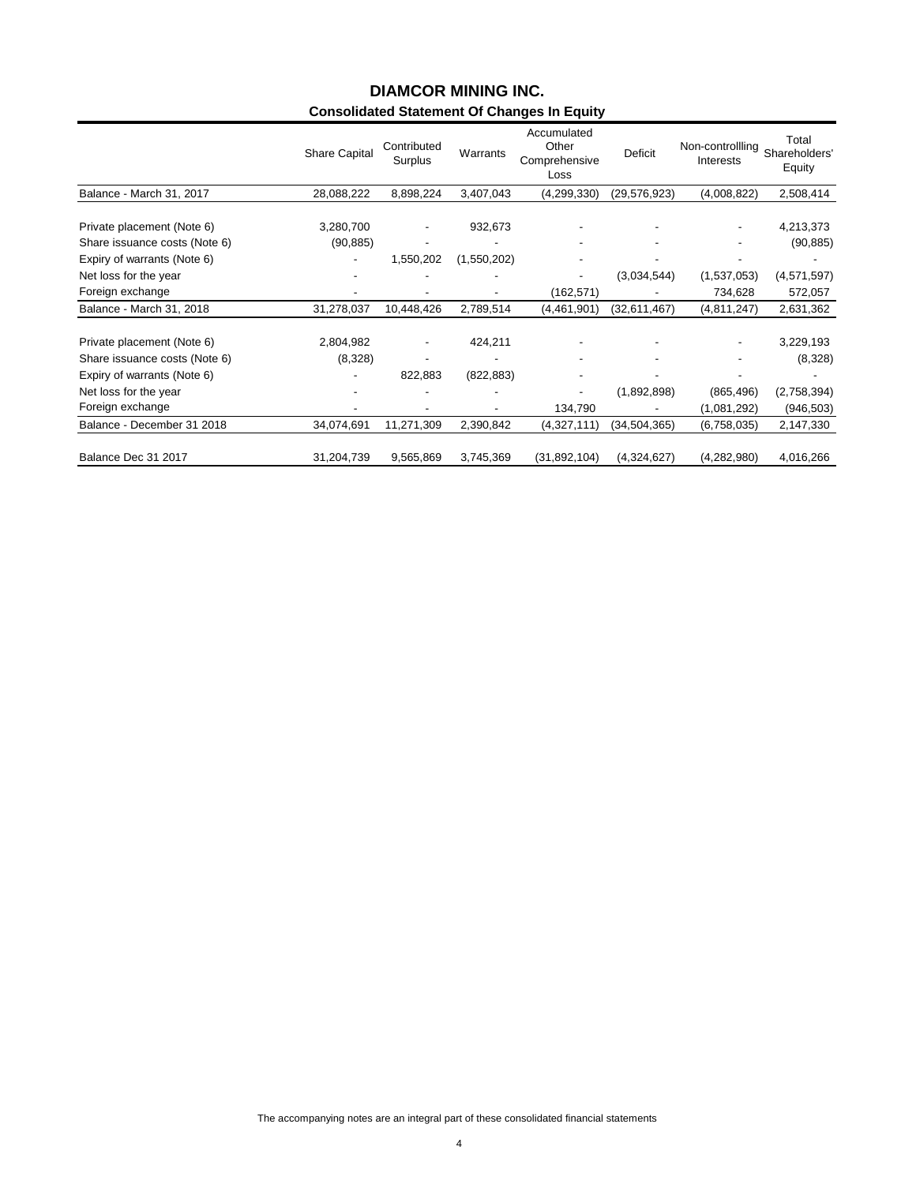# DIAMCOR MINING INC.

## Consolidated Statement Of Changes In Equity

| | Share Capital | Contributed Surplus | Warrants | Accumulated Other Comprehensive Loss | Deficit | Non-controllling Interests | Total Shareholders' Equity |
|---|---|---|---|---|---|---|---|
| Balance - March 31, 2017 | 28,088,222 | 8,898,224 | 3,407,043 | (4,299,330) | (29,576,923) | (4,008,822) | 2,508,414 |
| | | | | | | | |
| Private placement (Note 6) | 3,280,700 | - | 932,673 | - | - | - | 4,213,373 |
| Share issuance costs (Note 6) | (90,885) | - | - | - | - | - | (90,885) |
| Expiry of warrants (Note 6) | - | 1,550,202 | (1,550,202) | - | - | - | - |
| Net loss for the year | - | - | - | - | (3,034,544) | (1,537,053) | (4,571,597) |
| Foreign exchange | - | - | - | (162,571) | - | 734,628 | 572,057 |
| Balance - March 31, 2018 | 31,278,037 | 10,448,426 | 2,789,514 | (4,461,901) | (32,611,467) | (4,811,247) | 2,631,362 |
| | | | | | | | |
| Private placement (Note 6) | 2,804,982 | - | 424,211 | - | - | - | 3,229,193 |
| Share issuance costs (Note 6) | (8,328) | - | - | - | - | - | (8,328) |
| Expiry of warrants (Note 6) | - | 822,883 | (822,883) | - | - | - | - |
| Net loss for the year | - | - | - | - | (1,892,898) | (865,496) | (2,758,394) |
| Foreign exchange | - | - | - | 134,790 | - | (1,081,292) | (946,503) |
| Balance - December 31 2018 | 34,074,691 | 11,271,309 | 2,390,842 | (4,327,111) | (34,504,365) | (6,758,035) | 2,147,330 |
| | | | | | | | |
| Balance Dec 31 2017 | 31,204,739 | 9,565,869 | 3,745,369 | (31,892,104) | (4,324,627) | (4,282,980) | 4,016,266 |

The accompanying notes are an integral part of these consolidated financial statements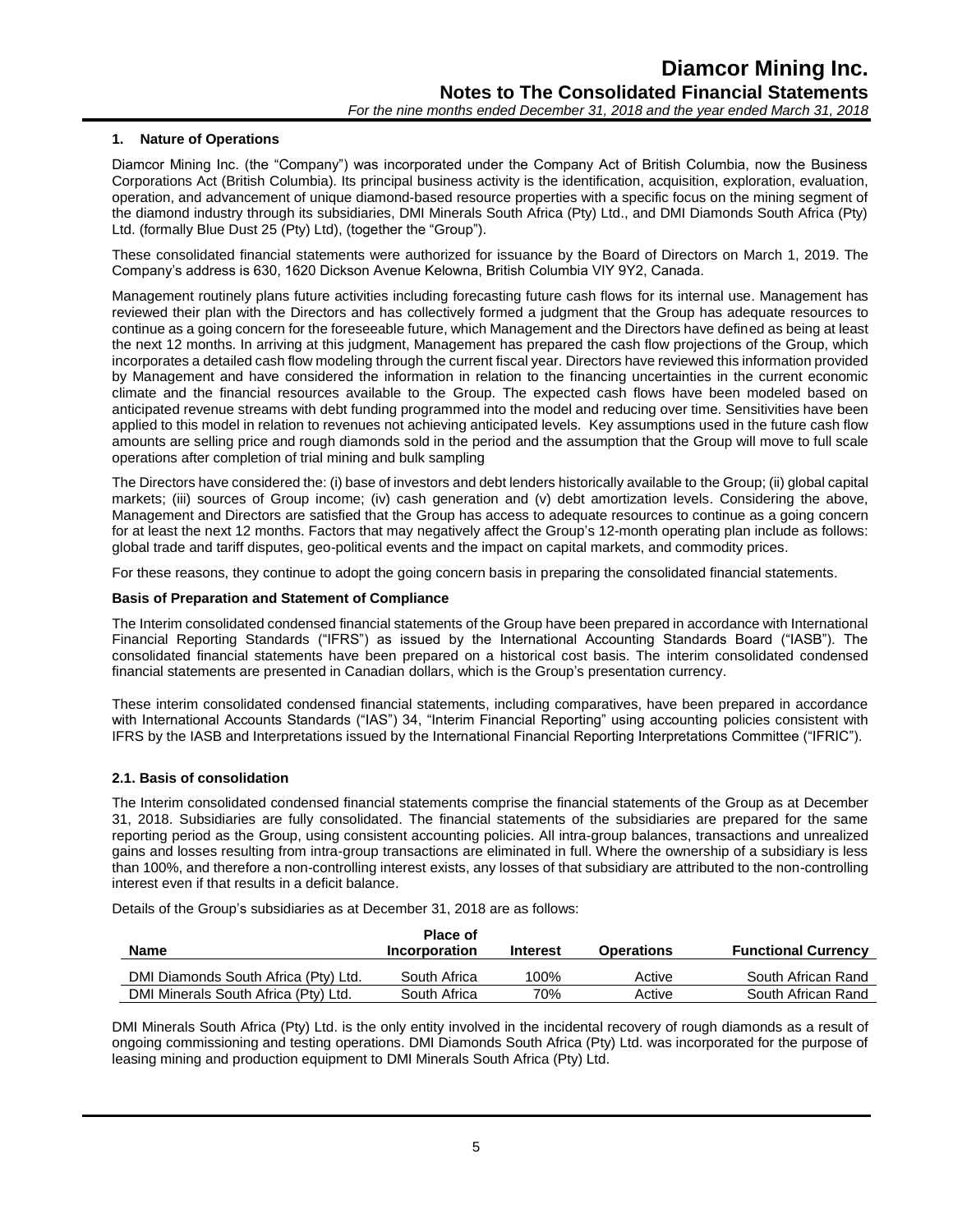## 1. Nature of Operations

Diamcor Mining Inc. (the "Company") was incorporated under the Company Act of British Columbia, now the Business Corporations Act (British Columbia). Its principal business activity is the identification, acquisition, exploration, evaluation, operation, and advancement of unique diamond-based resource properties with a specific focus on the mining segment of the diamond industry through its subsidiaries, DMI Minerals South Africa (Pty) Ltd., and DMI Diamonds South Africa (Pty) Ltd. (formally Blue Dust 25 (Pty) Ltd), (together the "Group").

These consolidated financial statements were authorized for issuance by the Board of Directors on March 1, 2019. The Company's address is 630, 1620 Dickson Avenue Kelowna, British Columbia VIY 9Y2, Canada.

Management routinely plans future activities including forecasting future cash flows for its internal use. Management has reviewed their plan with the Directors and has collectively formed a judgment that the Group has adequate resources to continue as a going concern for the foreseeable future, which Management and the Directors have defined as being at least the next 12 months. In arriving at this judgment, Management has prepared the cash flow projections of the Group, which incorporates a detailed cash flow modeling through the current fiscal year. Directors have reviewed this information provided by Management and have considered the information in relation to the financing uncertainties in the current economic climate and the financial resources available to the Group. The expected cash flows have been modeled based on anticipated revenue streams with debt funding programmed into the model and reducing over time. Sensitivities have been applied to this model in relation to revenues not achieving anticipated levels. Key assumptions used in the future cash flow amounts are selling price and rough diamonds sold in the period and the assumption that the Group will move to full scale operations after completion of trial mining and bulk sampling

The Directors have considered the: (i) base of investors and debt lenders historically available to the Group; (ii) global capital markets; (iii) sources of Group income; (iv) cash generation and (v) debt amortization levels. Considering the above, Management and Directors are satisfied that the Group has access to adequate resources to continue as a going concern for at least the next 12 months. Factors that may negatively affect the Group's 12-month operating plan include as follows: global trade and tariff disputes, geo-political events and the impact on capital markets, and commodity prices.

For these reasons, they continue to adopt the going concern basis in preparing the consolidated financial statements.

### Basis of Preparation and Statement of Compliance

The Interim consolidated condensed financial statements of the Group have been prepared in accordance with International Financial Reporting Standards ("IFRS") as issued by the International Accounting Standards Board ("IASB"). The consolidated financial statements have been prepared on a historical cost basis. The interim consolidated condensed financial statements are presented in Canadian dollars, which is the Group's presentation currency.

These interim consolidated condensed financial statements, including comparatives, have been prepared in accordance with International Accounts Standards ("IAS") 34, "Interim Financial Reporting" using accounting policies consistent with IFRS by the IASB and Interpretations issued by the International Financial Reporting Interpretations Committee ("IFRIC").

### 2.1. Basis of consolidation

The Interim consolidated condensed financial statements comprise the financial statements of the Group as at December 31, 2018. Subsidiaries are fully consolidated. The financial statements of the subsidiaries are prepared for the same reporting period as the Group, using consistent accounting policies. All intra-group balances, transactions and unrealized gains and losses resulting from intra-group transactions are eliminated in full. Where the ownership of a subsidiary is less than 100%, and therefore a non-controlling interest exists, any losses of that subsidiary are attributed to the non-controlling interest even if that results in a deficit balance.

Details of the Group's subsidiaries as at December 31, 2018 are as follows:

| Name | Place of Incorporation | Interest | Operations | Functional Currency |
|---|---|---|---|---|
| DMI Diamonds South Africa (Pty) Ltd. | South Africa | 100% | Active | South African Rand |
| DMI Minerals South Africa (Pty) Ltd. | South Africa | 70% | Active | South African Rand |

DMI Minerals South Africa (Pty) Ltd. is the only entity involved in the incidental recovery of rough diamonds as a result of ongoing commissioning and testing operations. DMI Diamonds South Africa (Pty) Ltd. was incorporated for the purpose of leasing mining and production equipment to DMI Minerals South Africa (Pty) Ltd.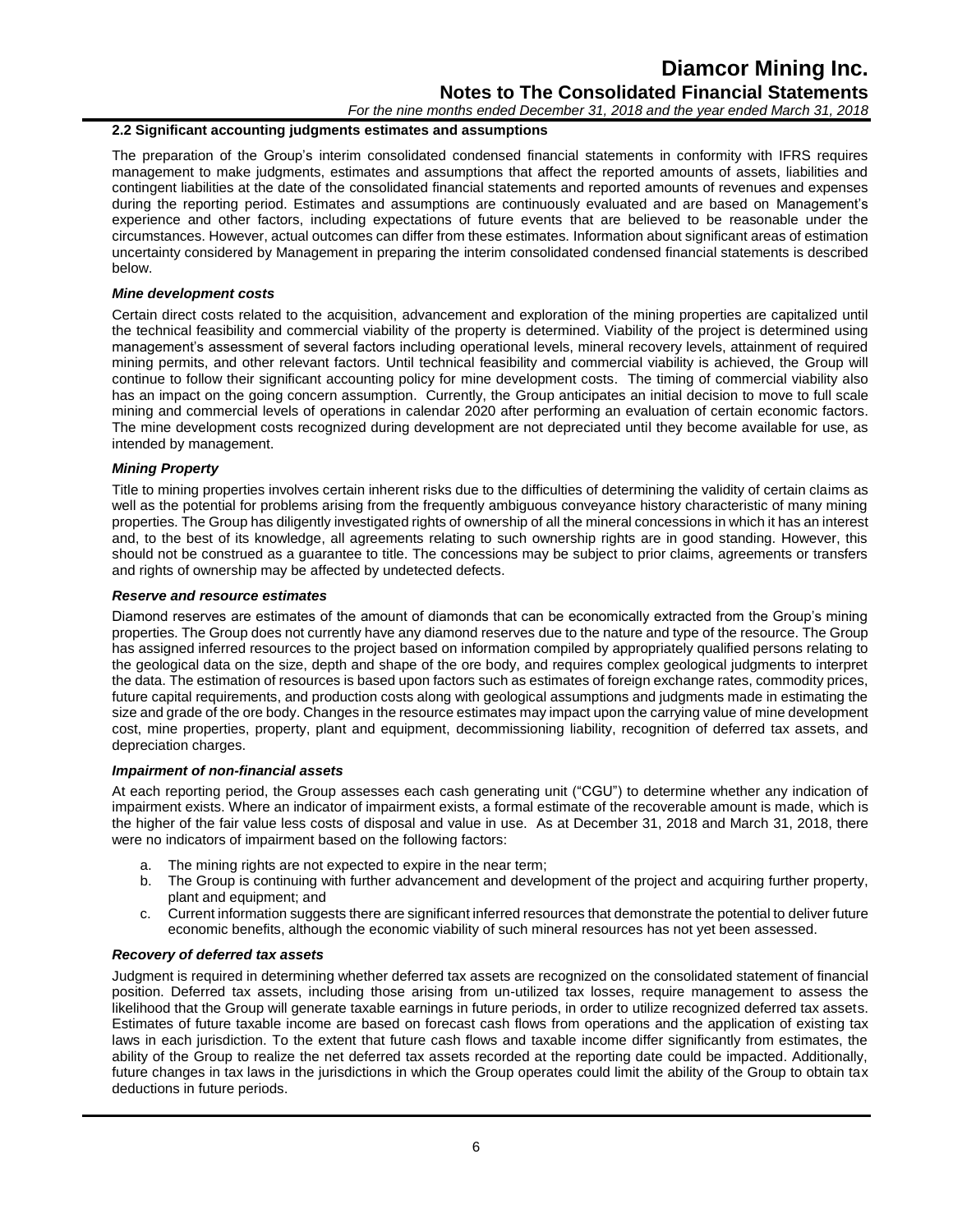### 2.2 Significant accounting judgments estimates and assumptions

The preparation of the Group's interim consolidated condensed financial statements in conformity with IFRS requires management to make judgments, estimates and assumptions that affect the reported amounts of assets, liabilities and contingent liabilities at the date of the consolidated financial statements and reported amounts of revenues and expenses during the reporting period. Estimates and assumptions are continuously evaluated and are based on Management's experience and other factors, including expectations of future events that are believed to be reasonable under the circumstances. However, actual outcomes can differ from these estimates. Information about significant areas of estimation uncertainty considered by Management in preparing the interim consolidated condensed financial statements is described below.

***Mine development costs***

Certain direct costs related to the acquisition, advancement and exploration of the mining properties are capitalized until the technical feasibility and commercial viability of the property is determined. Viability of the project is determined using management's assessment of several factors including operational levels, mineral recovery levels, attainment of required mining permits, and other relevant factors. Until technical feasibility and commercial viability is achieved, the Group will continue to follow their significant accounting policy for mine development costs. The timing of commercial viability also has an impact on the going concern assumption. Currently, the Group anticipates an initial decision to move to full scale mining and commercial levels of operations in calendar 2020 after performing an evaluation of certain economic factors. The mine development costs recognized during development are not depreciated until they become available for use, as intended by management.

***Mining Property***

Title to mining properties involves certain inherent risks due to the difficulties of determining the validity of certain claims as well as the potential for problems arising from the frequently ambiguous conveyance history characteristic of many mining properties. The Group has diligently investigated rights of ownership of all the mineral concessions in which it has an interest and, to the best of its knowledge, all agreements relating to such ownership rights are in good standing. However, this should not be construed as a guarantee to title. The concessions may be subject to prior claims, agreements or transfers and rights of ownership may be affected by undetected defects.

***Reserve and resource estimates***

Diamond reserves are estimates of the amount of diamonds that can be economically extracted from the Group's mining properties. The Group does not currently have any diamond reserves due to the nature and type of the resource. The Group has assigned inferred resources to the project based on information compiled by appropriately qualified persons relating to the geological data on the size, depth and shape of the ore body, and requires complex geological judgments to interpret the data. The estimation of resources is based upon factors such as estimates of foreign exchange rates, commodity prices, future capital requirements, and production costs along with geological assumptions and judgments made in estimating the size and grade of the ore body. Changes in the resource estimates may impact upon the carrying value of mine development cost, mine properties, property, plant and equipment, decommissioning liability, recognition of deferred tax assets, and depreciation charges.

***Impairment of non-financial assets***

At each reporting period, the Group assesses each cash generating unit ("CGU") to determine whether any indication of impairment exists. Where an indicator of impairment exists, a formal estimate of the recoverable amount is made, which is the higher of the fair value less costs of disposal and value in use. As at December 31, 2018 and March 31, 2018, there were no indicators of impairment based on the following factors:

a. The mining rights are not expected to expire in the near term;
b. The Group is continuing with further advancement and development of the project and acquiring further property, plant and equipment; and
c. Current information suggests there are significant inferred resources that demonstrate the potential to deliver future economic benefits, although the economic viability of such mineral resources has not yet been assessed.

***Recovery of deferred tax assets***

Judgment is required in determining whether deferred tax assets are recognized on the consolidated statement of financial position. Deferred tax assets, including those arising from un-utilized tax losses, require management to assess the likelihood that the Group will generate taxable earnings in future periods, in order to utilize recognized deferred tax assets. Estimates of future taxable income are based on forecast cash flows from operations and the application of existing tax laws in each jurisdiction. To the extent that future cash flows and taxable income differ significantly from estimates, the ability of the Group to realize the net deferred tax assets recorded at the reporting date could be impacted. Additionally, future changes in tax laws in the jurisdictions in which the Group operates could limit the ability of the Group to obtain tax deductions in future periods.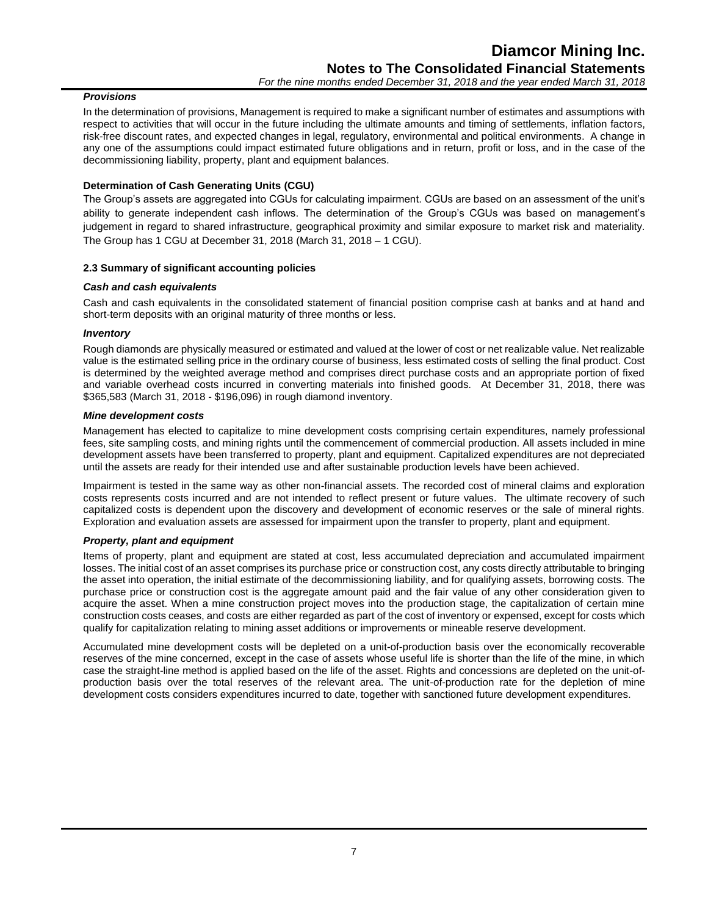***Provisions***

In the determination of provisions, Management is required to make a significant number of estimates and assumptions with respect to activities that will occur in the future including the ultimate amounts and timing of settlements, inflation factors, risk-free discount rates, and expected changes in legal, regulatory, environmental and political environments. A change in any one of the assumptions could impact estimated future obligations and in return, profit or loss, and in the case of the decommissioning liability, property, plant and equipment balances.

**Determination of Cash Generating Units (CGU)**

The Group's assets are aggregated into CGUs for calculating impairment. CGUs are based on an assessment of the unit's ability to generate independent cash inflows. The determination of the Group's CGUs was based on management's judgement in regard to shared infrastructure, geographical proximity and similar exposure to market risk and materiality. The Group has 1 CGU at December 31, 2018 (March 31, 2018 – 1 CGU).

### 2.3 Summary of significant accounting policies

***Cash and cash equivalents***

Cash and cash equivalents in the consolidated statement of financial position comprise cash at banks and at hand and short-term deposits with an original maturity of three months or less.

***Inventory***

Rough diamonds are physically measured or estimated and valued at the lower of cost or net realizable value. Net realizable value is the estimated selling price in the ordinary course of business, less estimated costs of selling the final product. Cost is determined by the weighted average method and comprises direct purchase costs and an appropriate portion of fixed and variable overhead costs incurred in converting materials into finished goods. At December 31, 2018, there was $365,583 (March 31, 2018 - $196,096) in rough diamond inventory.

***Mine development costs***

Management has elected to capitalize to mine development costs comprising certain expenditures, namely professional fees, site sampling costs, and mining rights until the commencement of commercial production. All assets included in mine development assets have been transferred to property, plant and equipment. Capitalized expenditures are not depreciated until the assets are ready for their intended use and after sustainable production levels have been achieved.

Impairment is tested in the same way as other non-financial assets. The recorded cost of mineral claims and exploration costs represents costs incurred and are not intended to reflect present or future values. The ultimate recovery of such capitalized costs is dependent upon the discovery and development of economic reserves or the sale of mineral rights. Exploration and evaluation assets are assessed for impairment upon the transfer to property, plant and equipment.

***Property, plant and equipment***

Items of property, plant and equipment are stated at cost, less accumulated depreciation and accumulated impairment losses. The initial cost of an asset comprises its purchase price or construction cost, any costs directly attributable to bringing the asset into operation, the initial estimate of the decommissioning liability, and for qualifying assets, borrowing costs. The purchase price or construction cost is the aggregate amount paid and the fair value of any other consideration given to acquire the asset. When a mine construction project moves into the production stage, the capitalization of certain mine construction costs ceases, and costs are either regarded as part of the cost of inventory or expensed, except for costs which qualify for capitalization relating to mining asset additions or improvements or mineable reserve development.

Accumulated mine development costs will be depleted on a unit-of-production basis over the economically recoverable reserves of the mine concerned, except in the case of assets whose useful life is shorter than the life of the mine, in which case the straight-line method is applied based on the life of the asset. Rights and concessions are depleted on the unit-of-production basis over the total reserves of the relevant area. The unit-of-production rate for the depletion of mine development costs considers expenditures incurred to date, together with sanctioned future development expenditures.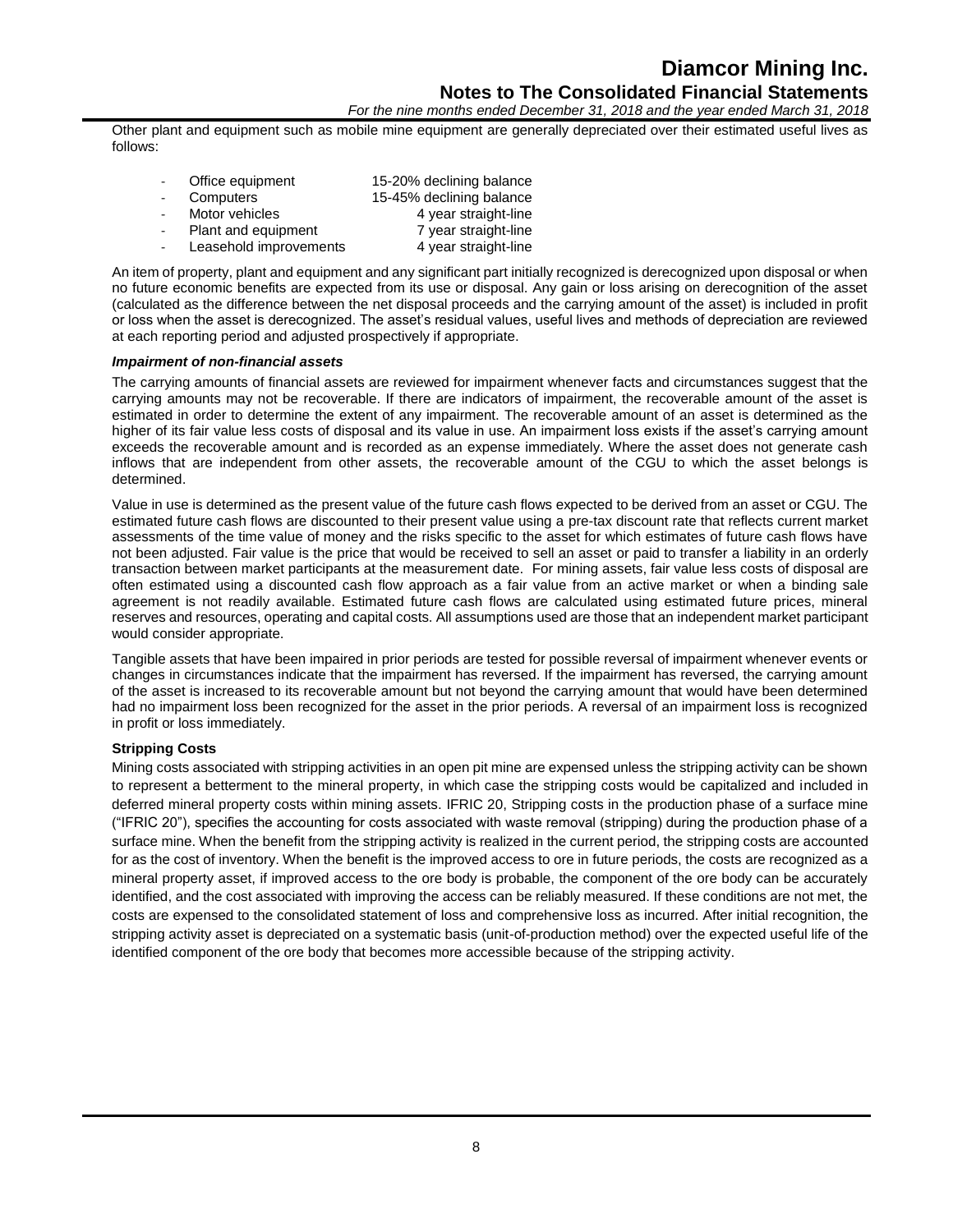Other plant and equipment such as mobile mine equipment are generally depreciated over their estimated useful lives as follows:

- Office equipment 15-20% declining balance
- Computers 15-45% declining balance
- Motor vehicles 4 year straight-line
- Plant and equipment 7 year straight-line
- Leasehold improvements 4 year straight-line

An item of property, plant and equipment and any significant part initially recognized is derecognized upon disposal or when no future economic benefits are expected from its use or disposal. Any gain or loss arising on derecognition of the asset (calculated as the difference between the net disposal proceeds and the carrying amount of the asset) is included in profit or loss when the asset is derecognized. The asset's residual values, useful lives and methods of depreciation are reviewed at each reporting period and adjusted prospectively if appropriate.

***Impairment of non-financial assets***

The carrying amounts of financial assets are reviewed for impairment whenever facts and circumstances suggest that the carrying amounts may not be recoverable. If there are indicators of impairment, the recoverable amount of the asset is estimated in order to determine the extent of any impairment. The recoverable amount of an asset is determined as the higher of its fair value less costs of disposal and its value in use. An impairment loss exists if the asset's carrying amount exceeds the recoverable amount and is recorded as an expense immediately. Where the asset does not generate cash inflows that are independent from other assets, the recoverable amount of the CGU to which the asset belongs is determined.

Value in use is determined as the present value of the future cash flows expected to be derived from an asset or CGU. The estimated future cash flows are discounted to their present value using a pre-tax discount rate that reflects current market assessments of the time value of money and the risks specific to the asset for which estimates of future cash flows have not been adjusted. Fair value is the price that would be received to sell an asset or paid to transfer a liability in an orderly transaction between market participants at the measurement date. For mining assets, fair value less costs of disposal are often estimated using a discounted cash flow approach as a fair value from an active market or when a binding sale agreement is not readily available. Estimated future cash flows are calculated using estimated future prices, mineral reserves and resources, operating and capital costs. All assumptions used are those that an independent market participant would consider appropriate.

Tangible assets that have been impaired in prior periods are tested for possible reversal of impairment whenever events or changes in circumstances indicate that the impairment has reversed. If the impairment has reversed, the carrying amount of the asset is increased to its recoverable amount but not beyond the carrying amount that would have been determined had no impairment loss been recognized for the asset in the prior periods. A reversal of an impairment loss is recognized in profit or loss immediately.

**Stripping Costs**

Mining costs associated with stripping activities in an open pit mine are expensed unless the stripping activity can be shown to represent a betterment to the mineral property, in which case the stripping costs would be capitalized and included in deferred mineral property costs within mining assets. IFRIC 20, Stripping costs in the production phase of a surface mine ("IFRIC 20"), specifies the accounting for costs associated with waste removal (stripping) during the production phase of a surface mine. When the benefit from the stripping activity is realized in the current period, the stripping costs are accounted for as the cost of inventory. When the benefit is the improved access to ore in future periods, the costs are recognized as a mineral property asset, if improved access to the ore body is probable, the component of the ore body can be accurately identified, and the cost associated with improving the access can be reliably measured. If these conditions are not met, the costs are expensed to the consolidated statement of loss and comprehensive loss as incurred. After initial recognition, the stripping activity asset is depreciated on a systematic basis (unit-of-production method) over the expected useful life of the identified component of the ore body that becomes more accessible because of the stripping activity.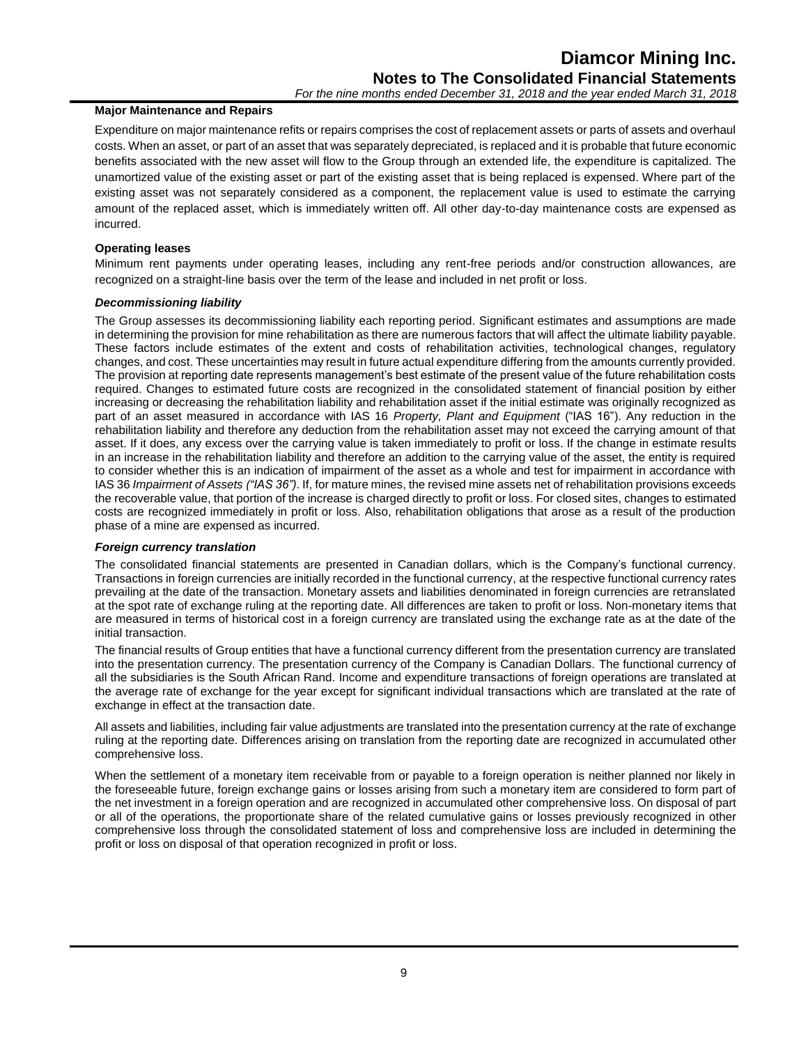**Major Maintenance and Repairs**

Expenditure on major maintenance refits or repairs comprises the cost of replacement assets or parts of assets and overhaul costs. When an asset, or part of an asset that was separately depreciated, is replaced and it is probable that future economic benefits associated with the new asset will flow to the Group through an extended life, the expenditure is capitalized. The unamortized value of the existing asset or part of the existing asset that is being replaced is expensed. Where part of the existing asset was not separately considered as a component, the replacement value is used to estimate the carrying amount of the replaced asset, which is immediately written off. All other day-to-day maintenance costs are expensed as incurred.

**Operating leases**

Minimum rent payments under operating leases, including any rent-free periods and/or construction allowances, are recognized on a straight-line basis over the term of the lease and included in net profit or loss.

***Decommissioning liability***

The Group assesses its decommissioning liability each reporting period. Significant estimates and assumptions are made in determining the provision for mine rehabilitation as there are numerous factors that will affect the ultimate liability payable. These factors include estimates of the extent and costs of rehabilitation activities, technological changes, regulatory changes, and cost. These uncertainties may result in future actual expenditure differing from the amounts currently provided. The provision at reporting date represents management's best estimate of the present value of the future rehabilitation costs required. Changes to estimated future costs are recognized in the consolidated statement of financial position by either increasing or decreasing the rehabilitation liability and rehabilitation asset if the initial estimate was originally recognized as part of an asset measured in accordance with IAS 16 *Property, Plant and Equipment* ("IAS 16"). Any reduction in the rehabilitation liability and therefore any deduction from the rehabilitation asset may not exceed the carrying amount of that asset. If it does, any excess over the carrying value is taken immediately to profit or loss. If the change in estimate results in an increase in the rehabilitation liability and therefore an addition to the carrying value of the asset, the entity is required to consider whether this is an indication of impairment of the asset as a whole and test for impairment in accordance with IAS 36 *Impairment of Assets ("IAS 36")*. If, for mature mines, the revised mine assets net of rehabilitation provisions exceeds the recoverable value, that portion of the increase is charged directly to profit or loss. For closed sites, changes to estimated costs are recognized immediately in profit or loss. Also, rehabilitation obligations that arose as a result of the production phase of a mine are expensed as incurred.

***Foreign currency translation***

The consolidated financial statements are presented in Canadian dollars, which is the Company's functional currency. Transactions in foreign currencies are initially recorded in the functional currency, at the respective functional currency rates prevailing at the date of the transaction. Monetary assets and liabilities denominated in foreign currencies are retranslated at the spot rate of exchange ruling at the reporting date. All differences are taken to profit or loss. Non-monetary items that are measured in terms of historical cost in a foreign currency are translated using the exchange rate as at the date of the initial transaction.

The financial results of Group entities that have a functional currency different from the presentation currency are translated into the presentation currency. The presentation currency of the Company is Canadian Dollars. The functional currency of all the subsidiaries is the South African Rand. Income and expenditure transactions of foreign operations are translated at the average rate of exchange for the year except for significant individual transactions which are translated at the rate of exchange in effect at the transaction date.

All assets and liabilities, including fair value adjustments are translated into the presentation currency at the rate of exchange ruling at the reporting date. Differences arising on translation from the reporting date are recognized in accumulated other comprehensive loss.

When the settlement of a monetary item receivable from or payable to a foreign operation is neither planned nor likely in the foreseeable future, foreign exchange gains or losses arising from such a monetary item are considered to form part of the net investment in a foreign operation and are recognized in accumulated other comprehensive loss. On disposal of part or all of the operations, the proportionate share of the related cumulative gains or losses previously recognized in other comprehensive loss through the consolidated statement of loss and comprehensive loss are included in determining the profit or loss on disposal of that operation recognized in profit or loss.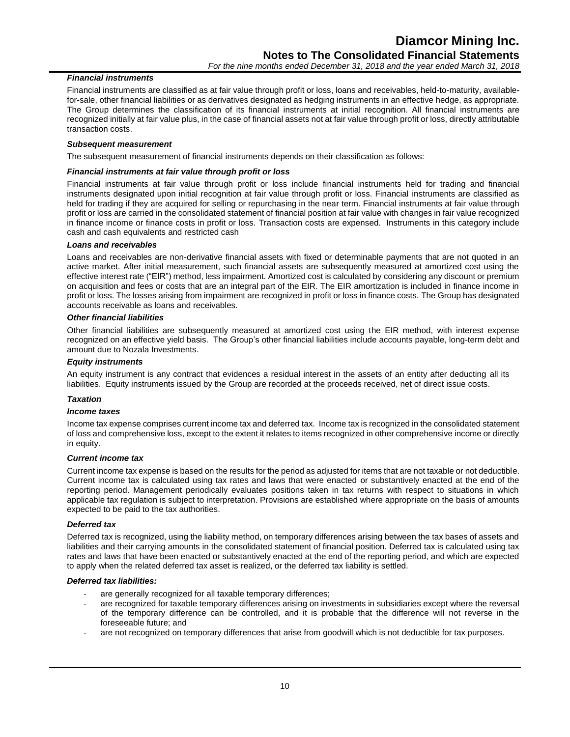### *Financial instruments*

Financial instruments are classified as at fair value through profit or loss, loans and receivables, held-to-maturity, available-for-sale, other financial liabilities or as derivatives designated as hedging instruments in an effective hedge, as appropriate. The Group determines the classification of its financial instruments at initial recognition. All financial instruments are recognized initially at fair value plus, in the case of financial assets not at fair value through profit or loss, directly attributable transaction costs.

### *Subsequent measurement*

The subsequent measurement of financial instruments depends on their classification as follows:

### *Financial instruments at fair value through profit or loss*

Financial instruments at fair value through profit or loss include financial instruments held for trading and financial instruments designated upon initial recognition at fair value through profit or loss. Financial instruments are classified as held for trading if they are acquired for selling or repurchasing in the near term. Financial instruments at fair value through profit or loss are carried in the consolidated statement of financial position at fair value with changes in fair value recognized in finance income or finance costs in profit or loss. Transaction costs are expensed. Instruments in this category include cash and cash equivalents and restricted cash

### *Loans and receivables*

Loans and receivables are non-derivative financial assets with fixed or determinable payments that are not quoted in an active market. After initial measurement, such financial assets are subsequently measured at amortized cost using the effective interest rate ("EIR") method, less impairment. Amortized cost is calculated by considering any discount or premium on acquisition and fees or costs that are an integral part of the EIR. The EIR amortization is included in finance income in profit or loss. The losses arising from impairment are recognized in profit or loss in finance costs. The Group has designated accounts receivable as loans and receivables.

### *Other financial liabilities*

Other financial liabilities are subsequently measured at amortized cost using the EIR method, with interest expense recognized on an effective yield basis. The Group's other financial liabilities include accounts payable, long-term debt and amount due to Nozala Investments.

### *Equity instruments*

An equity instrument is any contract that evidences a residual interest in the assets of an entity after deducting all its liabilities. Equity instruments issued by the Group are recorded at the proceeds received, net of direct issue costs.

### *Taxation*

### *Income taxes*

Income tax expense comprises current income tax and deferred tax. Income tax is recognized in the consolidated statement of loss and comprehensive loss, except to the extent it relates to items recognized in other comprehensive income or directly in equity.

### *Current income tax*

Current income tax expense is based on the results for the period as adjusted for items that are not taxable or not deductible. Current income tax is calculated using tax rates and laws that were enacted or substantively enacted at the end of the reporting period. Management periodically evaluates positions taken in tax returns with respect to situations in which applicable tax regulation is subject to interpretation. Provisions are established where appropriate on the basis of amounts expected to be paid to the tax authorities.

### *Deferred tax*

Deferred tax is recognized, using the liability method, on temporary differences arising between the tax bases of assets and liabilities and their carrying amounts in the consolidated statement of financial position. Deferred tax is calculated using tax rates and laws that have been enacted or substantively enacted at the end of the reporting period, and which are expected to apply when the related deferred tax asset is realized, or the deferred tax liability is settled.

### *Deferred tax liabilities:*

- are generally recognized for all taxable temporary differences;
- are recognized for taxable temporary differences arising on investments in subsidiaries except where the reversal of the temporary difference can be controlled, and it is probable that the difference will not reverse in the foreseeable future; and
- are not recognized on temporary differences that arise from goodwill which is not deductible for tax purposes.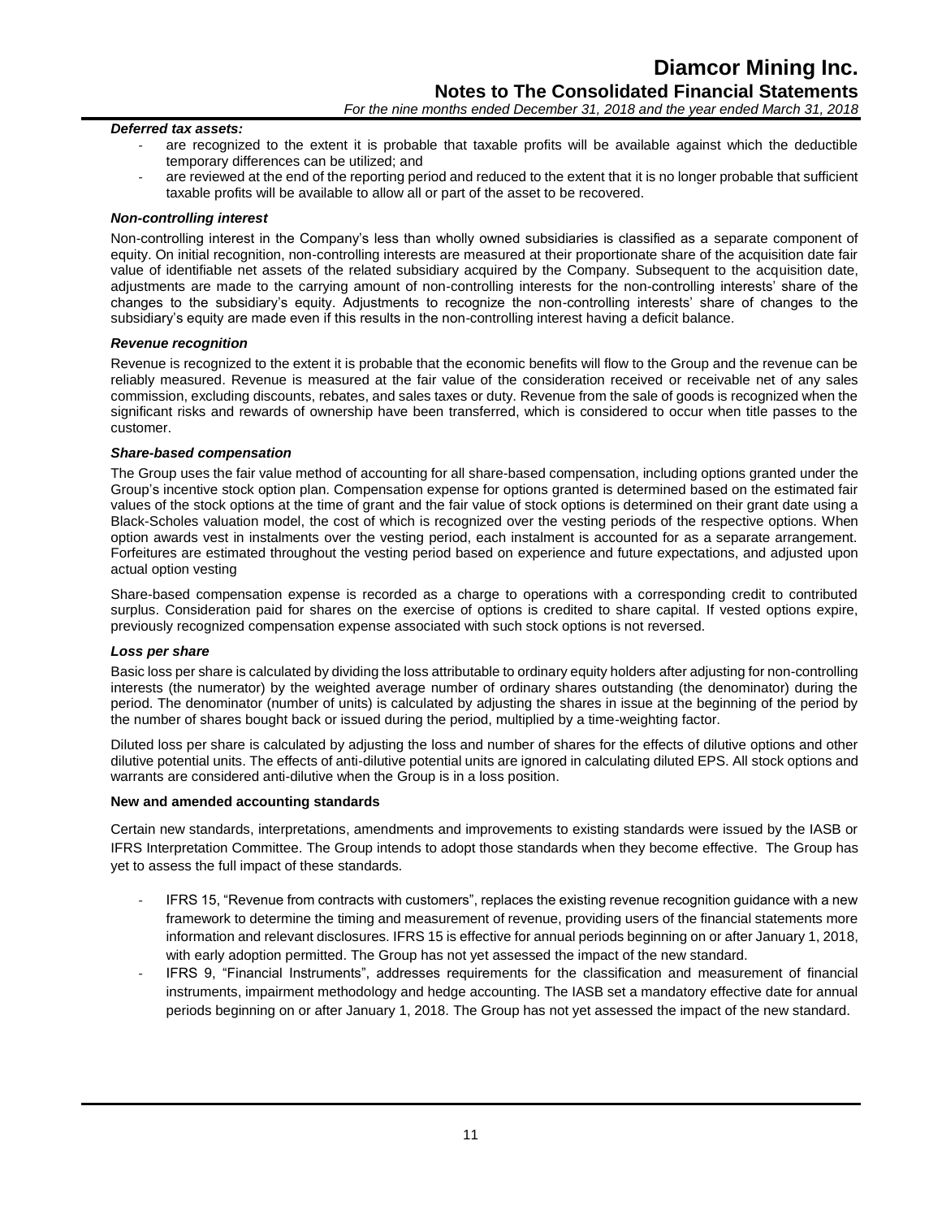***Deferred tax assets:***

- are recognized to the extent it is probable that taxable profits will be available against which the deductible temporary differences can be utilized; and
- are reviewed at the end of the reporting period and reduced to the extent that it is no longer probable that sufficient taxable profits will be available to allow all or part of the asset to be recovered.

***Non-controlling interest***

Non-controlling interest in the Company's less than wholly owned subsidiaries is classified as a separate component of equity. On initial recognition, non-controlling interests are measured at their proportionate share of the acquisition date fair value of identifiable net assets of the related subsidiary acquired by the Company. Subsequent to the acquisition date, adjustments are made to the carrying amount of non-controlling interests for the non-controlling interests' share of the changes to the subsidiary's equity. Adjustments to recognize the non-controlling interests' share of changes to the subsidiary's equity are made even if this results in the non-controlling interest having a deficit balance.

***Revenue recognition***

Revenue is recognized to the extent it is probable that the economic benefits will flow to the Group and the revenue can be reliably measured. Revenue is measured at the fair value of the consideration received or receivable net of any sales commission, excluding discounts, rebates, and sales taxes or duty. Revenue from the sale of goods is recognized when the significant risks and rewards of ownership have been transferred, which is considered to occur when title passes to the customer.

***Share-based compensation***

The Group uses the fair value method of accounting for all share-based compensation, including options granted under the Group's incentive stock option plan. Compensation expense for options granted is determined based on the estimated fair values of the stock options at the time of grant and the fair value of stock options is determined on their grant date using a Black-Scholes valuation model, the cost of which is recognized over the vesting periods of the respective options. When option awards vest in instalments over the vesting period, each instalment is accounted for as a separate arrangement. Forfeitures are estimated throughout the vesting period based on experience and future expectations, and adjusted upon actual option vesting

Share-based compensation expense is recorded as a charge to operations with a corresponding credit to contributed surplus. Consideration paid for shares on the exercise of options is credited to share capital. If vested options expire, previously recognized compensation expense associated with such stock options is not reversed.

***Loss per share***

Basic loss per share is calculated by dividing the loss attributable to ordinary equity holders after adjusting for non-controlling interests (the numerator) by the weighted average number of ordinary shares outstanding (the denominator) during the period. The denominator (number of units) is calculated by adjusting the shares in issue at the beginning of the period by the number of shares bought back or issued during the period, multiplied by a time-weighting factor.

Diluted loss per share is calculated by adjusting the loss and number of shares for the effects of dilutive options and other dilutive potential units. The effects of anti-dilutive potential units are ignored in calculating diluted EPS. All stock options and warrants are considered anti-dilutive when the Group is in a loss position.

**New and amended accounting standards**

Certain new standards, interpretations, amendments and improvements to existing standards were issued by the IASB or IFRS Interpretation Committee. The Group intends to adopt those standards when they become effective. The Group has yet to assess the full impact of these standards.

- IFRS 15, "Revenue from contracts with customers", replaces the existing revenue recognition guidance with a new framework to determine the timing and measurement of revenue, providing users of the financial statements more information and relevant disclosures. IFRS 15 is effective for annual periods beginning on or after January 1, 2018, with early adoption permitted. The Group has not yet assessed the impact of the new standard.
- IFRS 9, "Financial Instruments", addresses requirements for the classification and measurement of financial instruments, impairment methodology and hedge accounting. The IASB set a mandatory effective date for annual periods beginning on or after January 1, 2018. The Group has not yet assessed the impact of the new standard.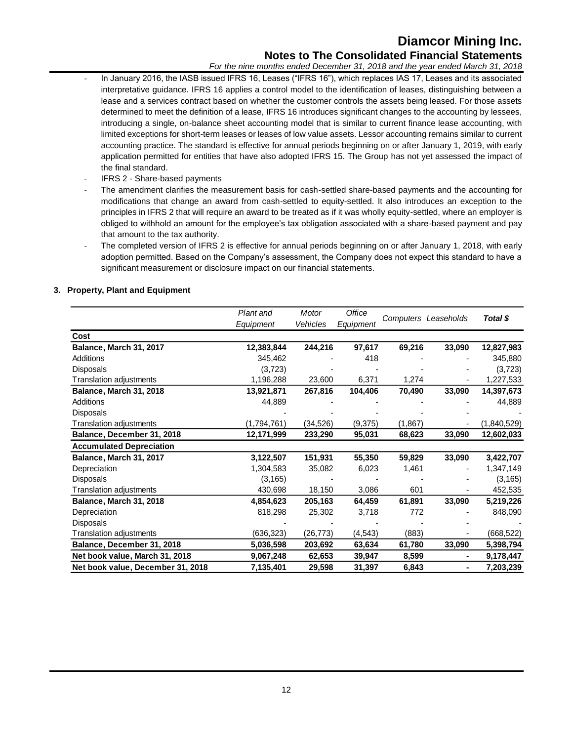- In January 2016, the IASB issued IFRS 16, Leases ("IFRS 16"), which replaces IAS 17, Leases and its associated interpretative guidance. IFRS 16 applies a control model to the identification of leases, distinguishing between a lease and a services contract based on whether the customer controls the assets being leased. For those assets determined to meet the definition of a lease, IFRS 16 introduces significant changes to the accounting by lessees, introducing a single, on-balance sheet accounting model that is similar to current finance lease accounting, with limited exceptions for short-term leases or leases of low value assets. Lessor accounting remains similar to current accounting practice. The standard is effective for annual periods beginning on or after January 1, 2019, with early application permitted for entities that have also adopted IFRS 15. The Group has not yet assessed the impact of the final standard.
- IFRS 2 - Share-based payments
- The amendment clarifies the measurement basis for cash-settled share-based payments and the accounting for modifications that change an award from cash-settled to equity-settled. It also introduces an exception to the principles in IFRS 2 that will require an award to be treated as if it was wholly equity-settled, where an employer is obliged to withhold an amount for the employee's tax obligation associated with a share-based payment and pay that amount to the tax authority.
- The completed version of IFRS 2 is effective for annual periods beginning on or after January 1, 2018, with early adoption permitted. Based on the Company's assessment, the Company does not expect this standard to have a significant measurement or disclosure impact on our financial statements.

## 3. Property, Plant and Equipment

| | *Plant and Equipment* | *Motor Vehicles* | *Office Equipment* | Computers | Leaseholds | ***Total $*** |
|---|---|---|---|---|---|---|
| **Cost** | | | | | | |
| **Balance, March 31, 2017** | **12,383,844** | **244,216** | **97,617** | **69,216** | **33,090** | **12,827,983** |
| Additions | 345,462 | - | 418 | - | - | 345,880 |
| Disposals | (3,723) | - | - | - | - | (3,723) |
| Translation adjustments | 1,196,288 | 23,600 | 6,371 | 1,274 | - | 1,227,533 |
| **Balance, March 31, 2018** | **13,921,871** | **267,816** | **104,406** | **70,490** | **33,090** | **14,397,673** |
| Additions | 44,889 | - | - | - | - | 44,889 |
| Disposals | - | - | - | - | - | - |
| Translation adjustments | (1,794,761) | (34,526) | (9,375) | (1,867) | - | (1,840,529) |
| **Balance, December 31, 2018** | **12,171,999** | **233,290** | **95,031** | **68,623** | **33,090** | **12,602,033** |
| **Accumulated Depreciation** | | | | | | |
| **Balance, March 31, 2017** | **3,122,507** | **151,931** | **55,350** | **59,829** | **33,090** | **3,422,707** |
| Depreciation | 1,304,583 | 35,082 | 6,023 | 1,461 | - | 1,347,149 |
| Disposals | (3,165) | - | - | - | - | (3,165) |
| Translation adjustments | 430,698 | 18,150 | 3,086 | 601 | - | 452,535 |
| **Balance, March 31, 2018** | **4,854,623** | **205,163** | **64,459** | **61,891** | **33,090** | **5,219,226** |
| Depreciation | 818,298 | 25,302 | 3,718 | 772 | - | 848,090 |
| Disposals | - | - | - | - | - | - |
| Translation adjustments | (636,323) | (26,773) | (4,543) | (883) | - | (668,522) |
| **Balance, December 31, 2018** | **5,036,598** | **203,692** | **63,634** | **61,780** | **33,090** | **5,398,794** |
| **Net book value, March 31, 2018** | **9,067,248** | **62,653** | **39,947** | **8,599** | **-** | **9,178,447** |
| **Net book value, December 31, 2018** | **7,135,401** | **29,598** | **31,397** | **6,843** | **-** | **7,203,239** |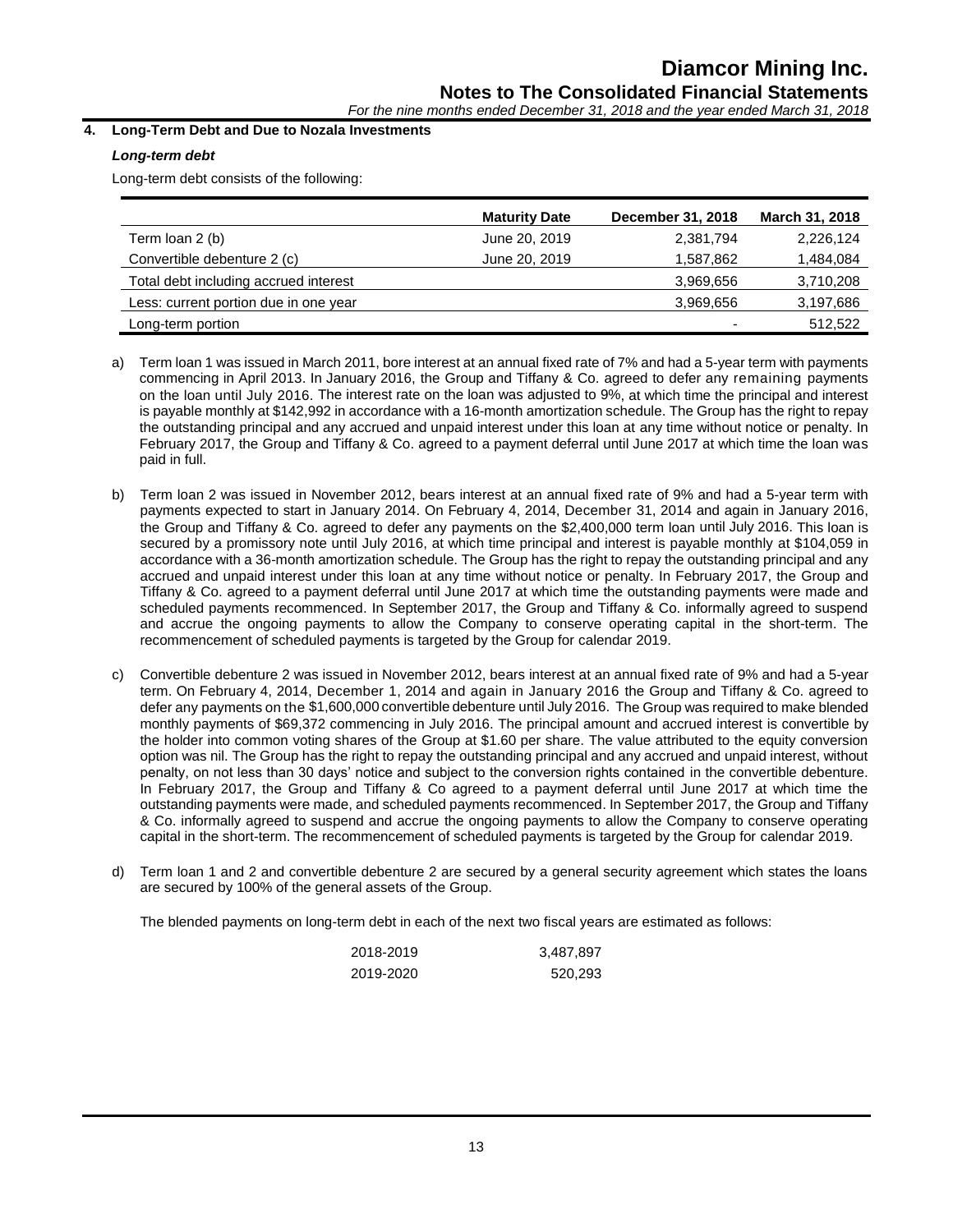## 4. Long-Term Debt and Due to Nozala Investments

### *Long-term debt*

Long-term debt consists of the following:

| | Maturity Date | December 31, 2018 | March 31, 2018 |
|---|---|---|---|
| Term loan 2 (b) | June 20, 2019 | 2,381,794 | 2,226,124 |
| Convertible debenture 2 (c) | June 20, 2019 | 1,587,862 | 1,484,084 |
| Total debt including accrued interest | | 3,969,656 | 3,710,208 |
| Less: current portion due in one year | | 3,969,656 | 3,197,686 |
| Long-term portion | | - | 512,522 |

a) Term loan 1 was issued in March 2011, bore interest at an annual fixed rate of 7% and had a 5-year term with payments commencing in April 2013. In January 2016, the Group and Tiffany & Co. agreed to defer any remaining payments on the loan until July 2016. The interest rate on the loan was adjusted to 9%, at which time the principal and interest is payable monthly at $142,992 in accordance with a 16-month amortization schedule. The Group has the right to repay the outstanding principal and any accrued and unpaid interest under this loan at any time without notice or penalty. In February 2017, the Group and Tiffany & Co. agreed to a payment deferral until June 2017 at which time the loan was paid in full.

b) Term loan 2 was issued in November 2012, bears interest at an annual fixed rate of 9% and had a 5-year term with payments expected to start in January 2014. On February 4, 2014, December 31, 2014 and again in January 2016, the Group and Tiffany & Co. agreed to defer any payments on the $2,400,000 term loan until July 2016. This loan is secured by a promissory note until July 2016, at which time principal and interest is payable monthly at $104,059 in accordance with a 36-month amortization schedule. The Group has the right to repay the outstanding principal and any accrued and unpaid interest under this loan at any time without notice or penalty. In February 2017, the Group and Tiffany & Co. agreed to a payment deferral until June 2017 at which time the outstanding payments were made and scheduled payments recommenced. In September 2017, the Group and Tiffany & Co. informally agreed to suspend and accrue the ongoing payments to allow the Company to conserve operating capital in the short-term. The recommencement of scheduled payments is targeted by the Group for calendar 2019.

c) Convertible debenture 2 was issued in November 2012, bears interest at an annual fixed rate of 9% and had a 5-year term. On February 4, 2014, December 1, 2014 and again in January 2016 the Group and Tiffany & Co. agreed to defer any payments on the $1,600,000 convertible debenture until July 2016. The Group was required to make blended monthly payments of $69,372 commencing in July 2016. The principal amount and accrued interest is convertible by the holder into common voting shares of the Group at $1.60 per share. The value attributed to the equity conversion option was nil. The Group has the right to repay the outstanding principal and any accrued and unpaid interest, without penalty, on not less than 30 days' notice and subject to the conversion rights contained in the convertible debenture. In February 2017, the Group and Tiffany & Co agreed to a payment deferral until June 2017 at which time the outstanding payments were made, and scheduled payments recommenced. In September 2017, the Group and Tiffany & Co. informally agreed to suspend and accrue the ongoing payments to allow the Company to conserve operating capital in the short-term. The recommencement of scheduled payments is targeted by the Group for calendar 2019.

d) Term loan 1 and 2 and convertible debenture 2 are secured by a general security agreement which states the loans are secured by 100% of the general assets of the Group.

The blended payments on long-term debt in each of the next two fiscal years are estimated as follows:

| | |
|---|---|
| 2018-2019 | 3,487,897 |
| 2019-2020 | 520,293 |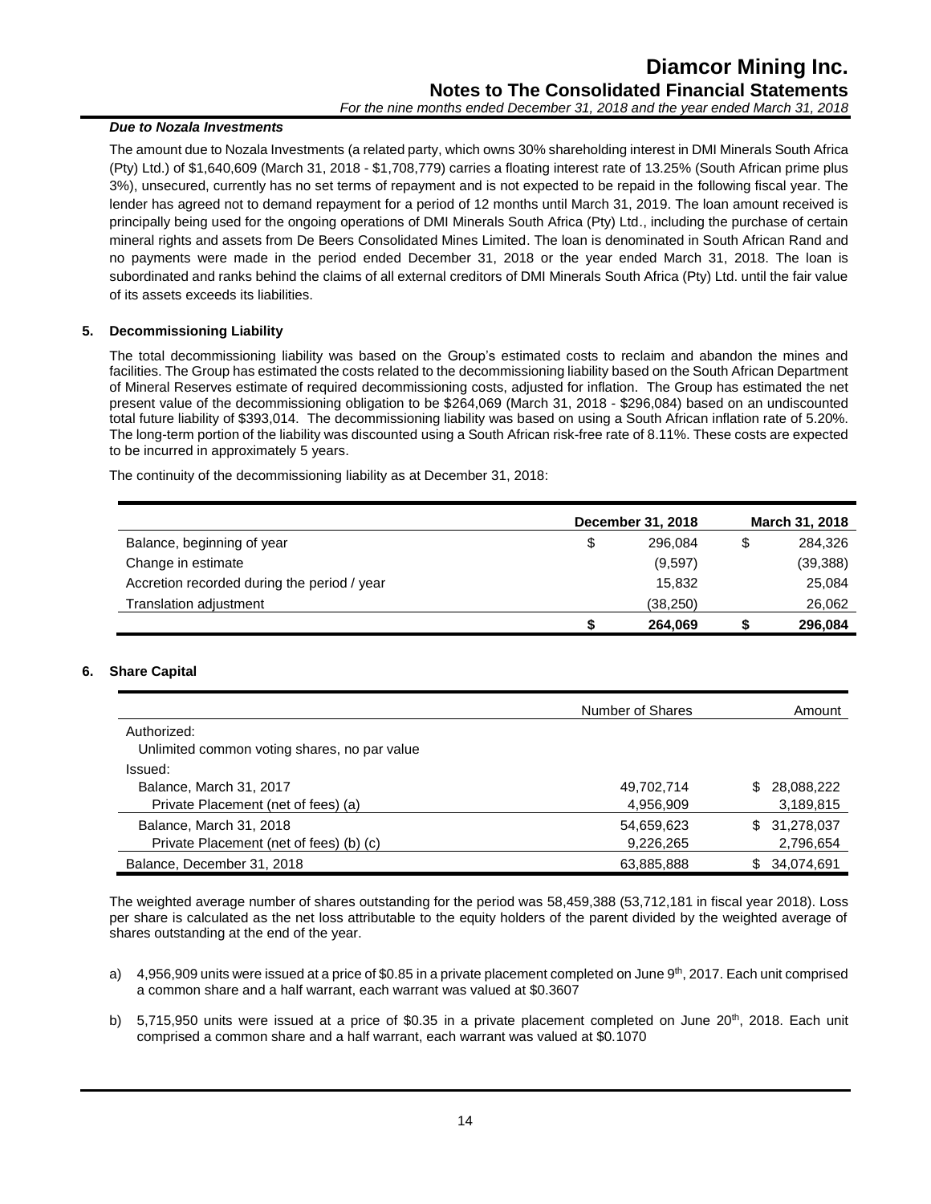### *Due to Nozala Investments*

The amount due to Nozala Investments (a related party, which owns 30% shareholding interest in DMI Minerals South Africa (Pty) Ltd.) of $1,640,609 (March 31, 2018 - $1,708,779) carries a floating interest rate of 13.25% (South African prime plus 3%), unsecured, currently has no set terms of repayment and is not expected to be repaid in the following fiscal year. The lender has agreed not to demand repayment for a period of 12 months until March 31, 2019. The loan amount received is principally being used for the ongoing operations of DMI Minerals South Africa (Pty) Ltd., including the purchase of certain mineral rights and assets from De Beers Consolidated Mines Limited. The loan is denominated in South African Rand and no payments were made in the period ended December 31, 2018 or the year ended March 31, 2018. The loan is subordinated and ranks behind the claims of all external creditors of DMI Minerals South Africa (Pty) Ltd. until the fair value of its assets exceeds its liabilities.

## 5. Decommissioning Liability

The total decommissioning liability was based on the Group's estimated costs to reclaim and abandon the mines and facilities. The Group has estimated the costs related to the decommissioning liability based on the South African Department of Mineral Reserves estimate of required decommissioning costs, adjusted for inflation. The Group has estimated the net present value of the decommissioning obligation to be $264,069 (March 31, 2018 - $296,084) based on an undiscounted total future liability of $393,014. The decommissioning liability was based on using a South African inflation rate of 5.20%. The long-term portion of the liability was discounted using a South African risk-free rate of 8.11%. These costs are expected to be incurred in approximately 5 years.

The continuity of the decommissioning liability as at December 31, 2018:

| | December 31, 2018 | March 31, 2018 |
|---|---|---|
| Balance, beginning of year | $ 296,084 | $ 284,326 |
| Change in estimate | (9,597) | (39,388) |
| Accretion recorded during the period / year | 15,832 | 25,084 |
| Translation adjustment | (38,250) | 26,062 |
| | **$ 264,069** | **$ 296,084** |

## 6. Share Capital

| | Number of Shares | Amount |
|---|---|---|
| Authorized: | | |
| Unlimited common voting shares, no par value | | |
| Issued: | | |
| Balance, March 31, 2017 | 49,702,714 | $ 28,088,222 |
| Private Placement (net of fees) (a) | 4,956,909 | 3,189,815 |
| Balance, March 31, 2018 | 54,659,623 | $ 31,278,037 |
| Private Placement (net of fees) (b) (c) | 9,226,265 | 2,796,654 |
| Balance, December 31, 2018 | 63,885,888 | $ 34,074,691 |

The weighted average number of shares outstanding for the period was 58,459,388 (53,712,181 in fiscal year 2018). Loss per share is calculated as the net loss attributable to the equity holders of the parent divided by the weighted average of shares outstanding at the end of the year.

a) 4,956,909 units were issued at a price of $0.85 in a private placement completed on June 9th, 2017. Each unit comprised a common share and a half warrant, each warrant was valued at $0.3607

b) 5,715,950 units were issued at a price of $0.35 in a private placement completed on June 20th, 2018. Each unit comprised a common share and a half warrant, each warrant was valued at $0.1070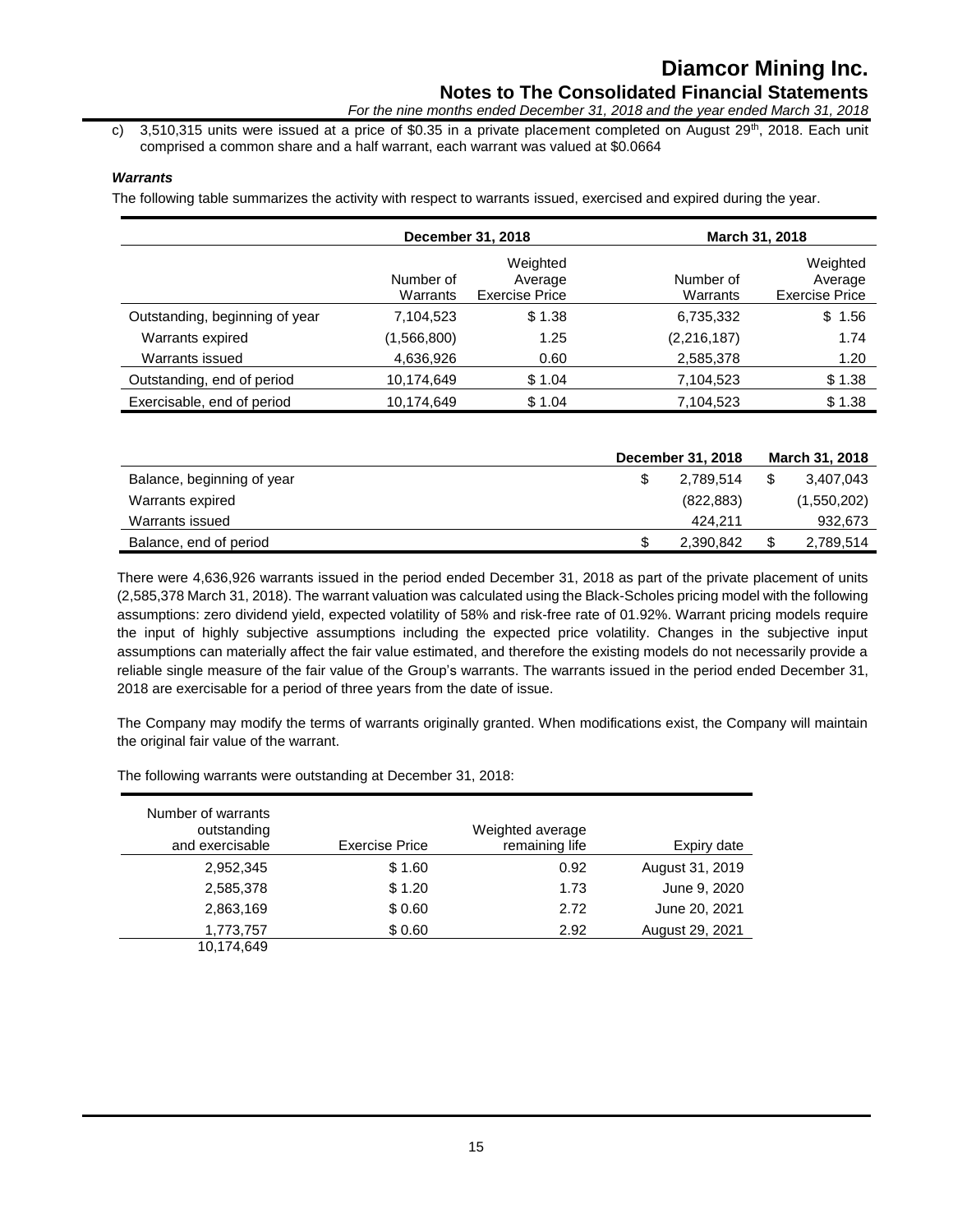c) 3,510,315 units were issued at a price of $0.35 in a private placement completed on August 29th, 2018. Each unit comprised a common share and a half warrant, each warrant was valued at $0.0664

***Warrants***

The following table summarizes the activity with respect to warrants issued, exercised and expired during the year.

| | December 31, 2018 | | March 31, 2018 | |
|---|---|---|---|---|
| | Number of Warrants | Weighted Average Exercise Price | Number of Warrants | Weighted Average Exercise Price |
| Outstanding, beginning of year | 7,104,523 | $ 1.38 | 6,735,332 | $ 1.56 |
| Warrants expired | (1,566,800) | 1.25 | (2,216,187) | 1.74 |
| Warrants issued | 4,636,926 | 0.60 | 2,585,378 | 1.20 |
| Outstanding, end of period | 10,174,649 | $ 1.04 | 7,104,523 | $ 1.38 |
| Exercisable, end of period | 10,174,649 | $ 1.04 | 7,104,523 | $ 1.38 |

| | December 31, 2018 | March 31, 2018 |
|---|---|---|
| Balance, beginning of year | $ 2,789,514 | $ 3,407,043 |
| Warrants expired | (822,883) | (1,550,202) |
| Warrants issued | 424,211 | 932,673 |
| Balance, end of period | $ 2,390,842 | $ 2,789,514 |

There were 4,636,926 warrants issued in the period ended December 31, 2018 as part of the private placement of units (2,585,378 March 31, 2018). The warrant valuation was calculated using the Black-Scholes pricing model with the following assumptions: zero dividend yield, expected volatility of 58% and risk-free rate of 01.92%. Warrant pricing models require the input of highly subjective assumptions including the expected price volatility. Changes in the subjective input assumptions can materially affect the fair value estimated, and therefore the existing models do not necessarily provide a reliable single measure of the fair value of the Group's warrants. The warrants issued in the period ended December 31, 2018 are exercisable for a period of three years from the date of issue.

The Company may modify the terms of warrants originally granted. When modifications exist, the Company will maintain the original fair value of the warrant.

The following warrants were outstanding at December 31, 2018:

| Number of warrants outstanding and exercisable | Exercise Price | Weighted average remaining life | Expiry date |
|---|---|---|---|
| 2,952,345 | $ 1.60 | 0.92 | August 31, 2019 |
| 2,585,378 | $ 1.20 | 1.73 | June 9, 2020 |
| 2,863,169 | $ 0.60 | 2.72 | June 20, 2021 |
| 1,773,757 | $ 0.60 | 2.92 | August 29, 2021 |
| 10,174,649 | | | |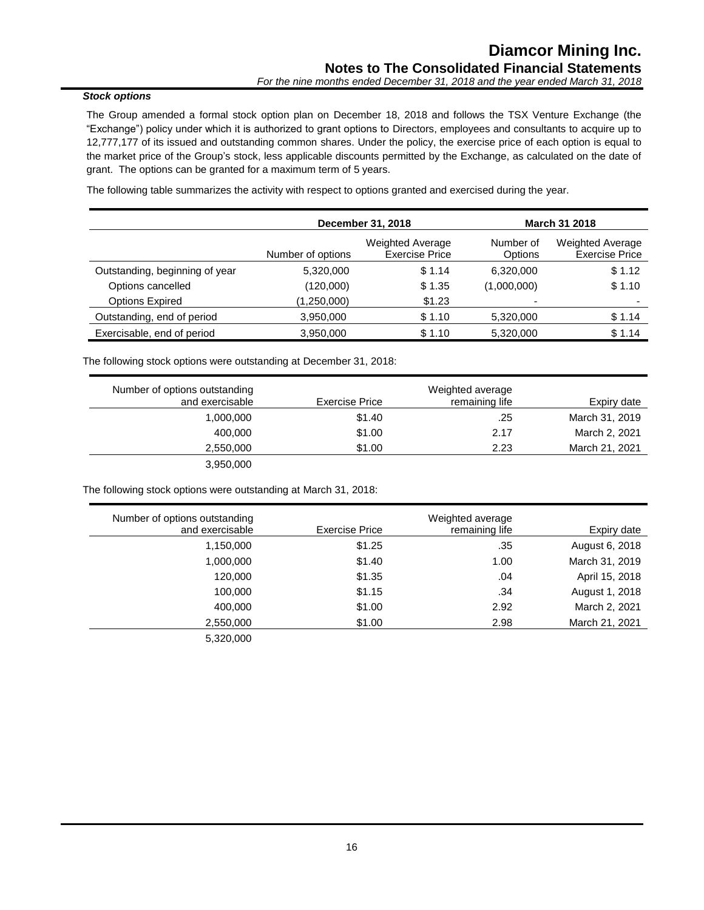***Stock options***

The Group amended a formal stock option plan on December 18, 2018 and follows the TSX Venture Exchange (the "Exchange") policy under which it is authorized to grant options to Directors, employees and consultants to acquire up to 12,777,177 of its issued and outstanding common shares. Under the policy, the exercise price of each option is equal to the market price of the Group's stock, less applicable discounts permitted by the Exchange, as calculated on the date of grant. The options can be granted for a maximum term of 5 years.

The following table summarizes the activity with respect to options granted and exercised during the year.

| | December 31, 2018 | | March 31 2018 | |
|---|---|---|---|---|
| | Number of options | Weighted Average Exercise Price | Number of Options | Weighted Average Exercise Price |
| Outstanding, beginning of year | 5,320,000 | $ 1.14 | 6,320,000 | $ 1.12 |
| Options cancelled | (120,000) | $ 1.35 | (1,000,000) | $ 1.10 |
| Options Expired | (1,250,000) | $1.23 | - | - |
| Outstanding, end of period | 3,950,000 | $ 1.10 | 5,320,000 | $ 1.14 |
| Exercisable, end of period | 3,950,000 | $ 1.10 | 5,320,000 | $ 1.14 |

The following stock options were outstanding at December 31, 2018:

| Number of options outstanding and exercisable | Exercise Price | Weighted average remaining life | Expiry date |
|---|---|---|---|
| 1,000,000 | $1.40 | .25 | March 31, 2019 |
| 400,000 | $1.00 | 2.17 | March 2, 2021 |
| 2,550,000 | $1.00 | 2.23 | March 21, 2021 |
| 3,950,000 | | | |

The following stock options were outstanding at March 31, 2018:

| Number of options outstanding and exercisable | Exercise Price | Weighted average remaining life | Expiry date |
|---|---|---|---|
| 1,150,000 | $1.25 | .35 | August 6, 2018 |
| 1,000,000 | $1.40 | 1.00 | March 31, 2019 |
| 120,000 | $1.35 | .04 | April 15, 2018 |
| 100,000 | $1.15 | .34 | August 1, 2018 |
| 400,000 | $1.00 | 2.92 | March 2, 2021 |
| 2,550,000 | $1.00 | 2.98 | March 21, 2021 |
| 5,320,000 | | | |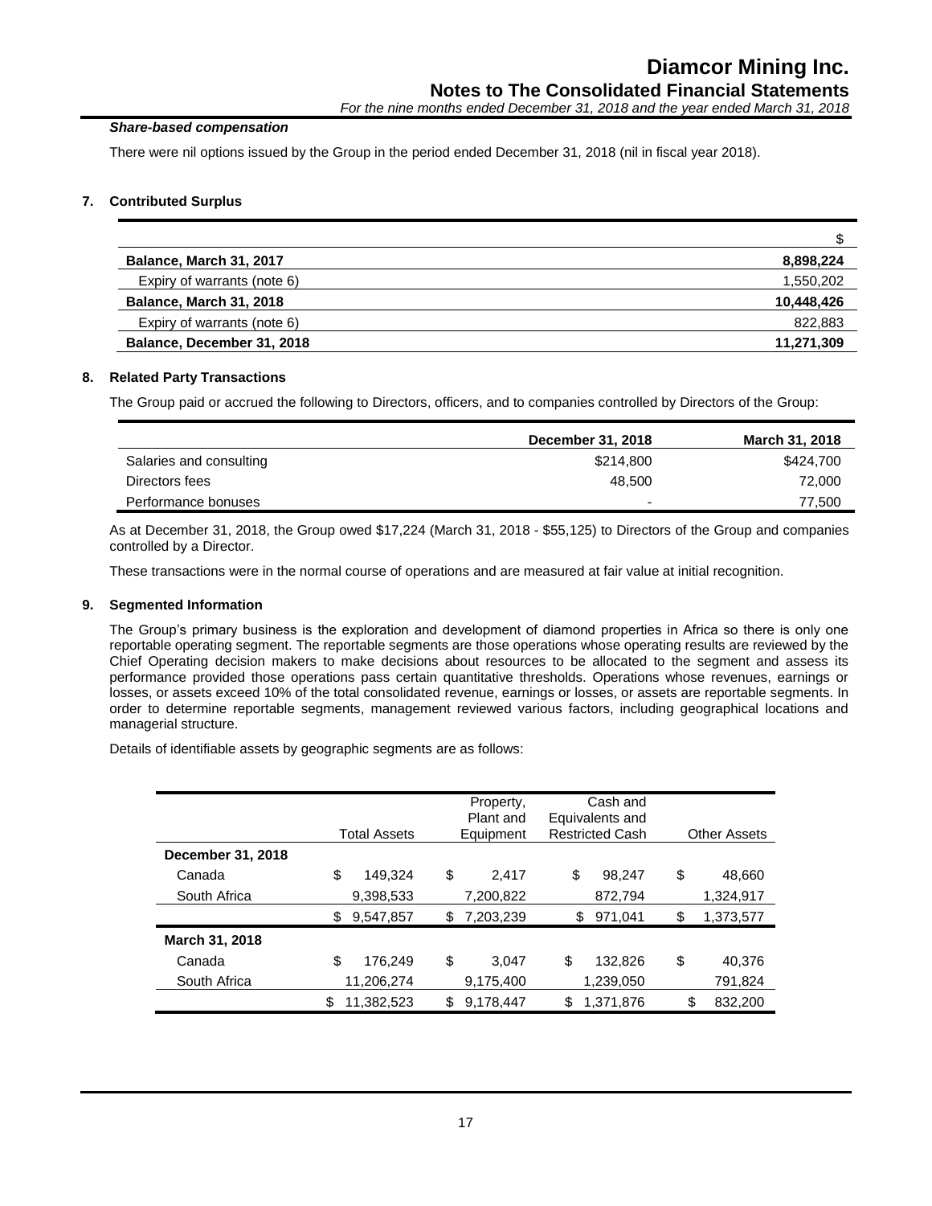***Share-based compensation***

There were nil options issued by the Group in the period ended December 31, 2018 (nil in fiscal year 2018).

## 7. Contributed Surplus

| | $ |
|---|---|
| **Balance, March 31, 2017** | **8,898,224** |
| Expiry of warrants (note 6) | 1,550,202 |
| **Balance, March 31, 2018** | **10,448,426** |
| Expiry of warrants (note 6) | 822,883 |
| **Balance, December 31, 2018** | **11,271,309** |

## 8. Related Party Transactions

The Group paid or accrued the following to Directors, officers, and to companies controlled by Directors of the Group:

| | **December 31, 2018** | **March 31, 2018** |
|---|---|---|
| Salaries and consulting | $214,800 | $424,700 |
| Directors fees | 48,500 | 72,000 |
| Performance bonuses | - | 77,500 |

As at December 31, 2018, the Group owed $17,224 (March 31, 2018 - $55,125) to Directors of the Group and companies controlled by a Director.

These transactions were in the normal course of operations and are measured at fair value at initial recognition.

## 9. Segmented Information

The Group's primary business is the exploration and development of diamond properties in Africa so there is only one reportable operating segment. The reportable segments are those operations whose operating results are reviewed by the Chief Operating decision makers to make decisions about resources to be allocated to the segment and assess its performance provided those operations pass certain quantitative thresholds. Operations whose revenues, earnings or losses, or assets exceed 10% of the total consolidated revenue, earnings or losses, or assets are reportable segments. In order to determine reportable segments, management reviewed various factors, including geographical locations and managerial structure.

Details of identifiable assets by geographic segments are as follows:

| | Total Assets | Property, Plant and Equipment | Cash and Equivalents and Restricted Cash | Other Assets |
|---|---|---|---|---|
| **December 31, 2018** | | | | |
| Canada | $ 149,324 | $ 2,417 | $ 98,247 | $ 48,660 |
| South Africa | 9,398,533 | 7,200,822 | 872,794 | 1,324,917 |
| | $ 9,547,857 | $ 7,203,239 | $ 971,041 | $ 1,373,577 |
| **March 31, 2018** | | | | |
| Canada | $ 176,249 | $ 3,047 | $ 132,826 | $ 40,376 |
| South Africa | 11,206,274 | 9,175,400 | 1,239,050 | 791,824 |
| | $ 11,382,523 | $ 9,178,447 | $ 1,371,876 | $ 832,200 |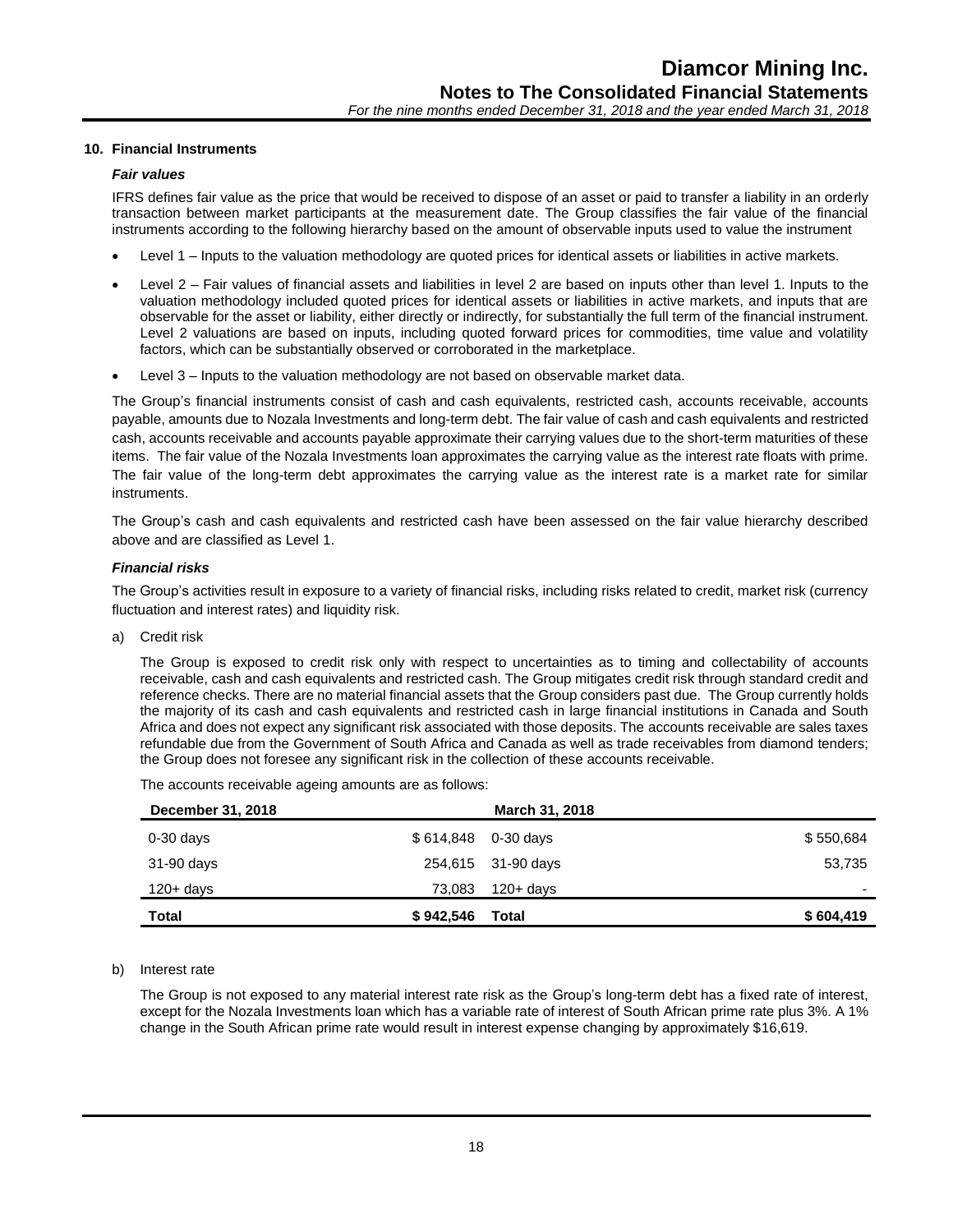## 10. Financial Instruments

### *Fair values*

IFRS defines fair value as the price that would be received to dispose of an asset or paid to transfer a liability in an orderly transaction between market participants at the measurement date. The Group classifies the fair value of the financial instruments according to the following hierarchy based on the amount of observable inputs used to value the instrument

- Level 1 – Inputs to the valuation methodology are quoted prices for identical assets or liabilities in active markets.
- Level 2 – Fair values of financial assets and liabilities in level 2 are based on inputs other than level 1. Inputs to the valuation methodology included quoted prices for identical assets or liabilities in active markets, and inputs that are observable for the asset or liability, either directly or indirectly, for substantially the full term of the financial instrument. Level 2 valuations are based on inputs, including quoted forward prices for commodities, time value and volatility factors, which can be substantially observed or corroborated in the marketplace.
- Level 3 – Inputs to the valuation methodology are not based on observable market data.

The Group's financial instruments consist of cash and cash equivalents, restricted cash, accounts receivable, accounts payable, amounts due to Nozala Investments and long-term debt. The fair value of cash and cash equivalents and restricted cash, accounts receivable and accounts payable approximate their carrying values due to the short-term maturities of these items. The fair value of the Nozala Investments loan approximates the carrying value as the interest rate floats with prime. The fair value of the long-term debt approximates the carrying value as the interest rate is a market rate for similar instruments.

The Group's cash and cash equivalents and restricted cash have been assessed on the fair value hierarchy described above and are classified as Level 1.

### *Financial risks*

The Group's activities result in exposure to a variety of financial risks, including risks related to credit, market risk (currency fluctuation and interest rates) and liquidity risk.

a) Credit risk

The Group is exposed to credit risk only with respect to uncertainties as to timing and collectability of accounts receivable, cash and cash equivalents and restricted cash. The Group mitigates credit risk through standard credit and reference checks. There are no material financial assets that the Group considers past due. The Group currently holds the majority of its cash and cash equivalents and restricted cash in large financial institutions in Canada and South Africa and does not expect any significant risk associated with those deposits. The accounts receivable are sales taxes refundable due from the Government of South Africa and Canada as well as trade receivables from diamond tenders; the Group does not foresee any significant risk in the collection of these accounts receivable.

The accounts receivable ageing amounts are as follows:

| December 31, 2018 | | March 31, 2018 | |
|---|---|---|---|
| 0-30 days | $ 614,848 | 0-30 days | $ 550,684 |
| 31-90 days | 254,615 | 31-90 days | 53,735 |
| 120+ days | 73,083 | 120+ days | - |
| **Total** | **$ 942,546** | **Total** | **$ 604,419** |

b) Interest rate

The Group is not exposed to any material interest rate risk as the Group's long-term debt has a fixed rate of interest, except for the Nozala Investments loan which has a variable rate of interest of South African prime rate plus 3%. A 1% change in the South African prime rate would result in interest expense changing by approximately $16,619.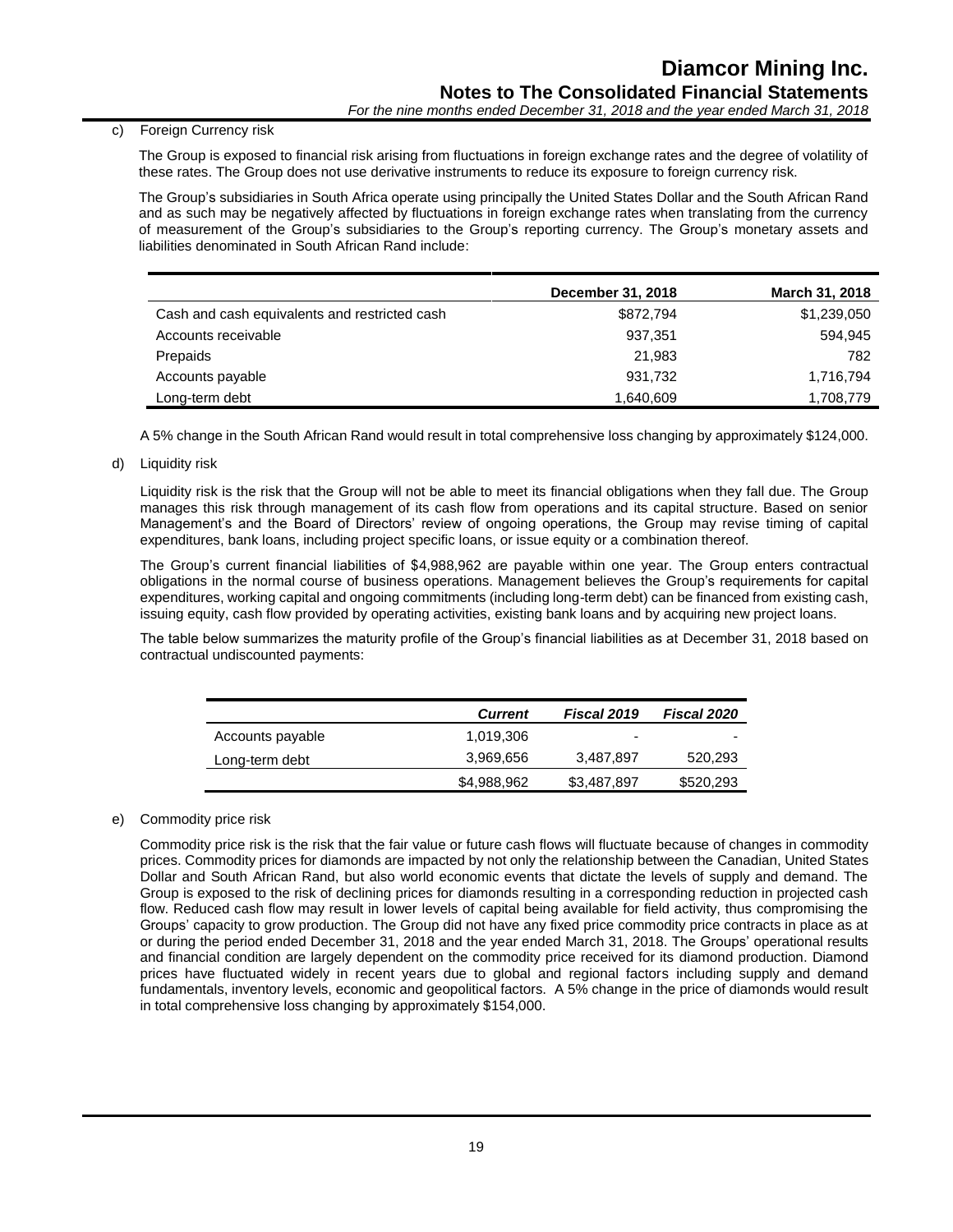c) Foreign Currency risk

The Group is exposed to financial risk arising from fluctuations in foreign exchange rates and the degree of volatility of these rates. The Group does not use derivative instruments to reduce its exposure to foreign currency risk.

The Group's subsidiaries in South Africa operate using principally the United States Dollar and the South African Rand and as such may be negatively affected by fluctuations in foreign exchange rates when translating from the currency of measurement of the Group's subsidiaries to the Group's reporting currency. The Group's monetary assets and liabilities denominated in South African Rand include:

| | December 31, 2018 | March 31, 2018 |
|---|---|---|
| Cash and cash equivalents and restricted cash | $872,794 | $1,239,050 |
| Accounts receivable | 937,351 | 594,945 |
| Prepaids | 21,983 | 782 |
| Accounts payable | 931,732 | 1,716,794 |
| Long-term debt | 1,640,609 | 1,708,779 |

A 5% change in the South African Rand would result in total comprehensive loss changing by approximately $124,000.

d) Liquidity risk

Liquidity risk is the risk that the Group will not be able to meet its financial obligations when they fall due. The Group manages this risk through management of its cash flow from operations and its capital structure. Based on senior Management's and the Board of Directors' review of ongoing operations, the Group may revise timing of capital expenditures, bank loans, including project specific loans, or issue equity or a combination thereof.

The Group's current financial liabilities of $4,988,962 are payable within one year. The Group enters contractual obligations in the normal course of business operations. Management believes the Group's requirements for capital expenditures, working capital and ongoing commitments (including long-term debt) can be financed from existing cash, issuing equity, cash flow provided by operating activities, existing bank loans and by acquiring new project loans.

The table below summarizes the maturity profile of the Group's financial liabilities as at December 31, 2018 based on contractual undiscounted payments:

| | *Current* | *Fiscal 2019* | *Fiscal 2020* |
|---|---|---|---|
| Accounts payable | 1,019,306 | - | - |
| Long-term debt | 3,969,656 | 3,487,897 | 520,293 |
| | $4,988,962 | $3,487,897 | $520,293 |

e) Commodity price risk

Commodity price risk is the risk that the fair value or future cash flows will fluctuate because of changes in commodity prices. Commodity prices for diamonds are impacted by not only the relationship between the Canadian, United States Dollar and South African Rand, but also world economic events that dictate the levels of supply and demand. The Group is exposed to the risk of declining prices for diamonds resulting in a corresponding reduction in projected cash flow. Reduced cash flow may result in lower levels of capital being available for field activity, thus compromising the Groups' capacity to grow production. The Group did not have any fixed price commodity price contracts in place as at or during the period ended December 31, 2018 and the year ended March 31, 2018. The Groups' operational results and financial condition are largely dependent on the commodity price received for its diamond production. Diamond prices have fluctuated widely in recent years due to global and regional factors including supply and demand fundamentals, inventory levels, economic and geopolitical factors. A 5% change in the price of diamonds would result in total comprehensive loss changing by approximately $154,000.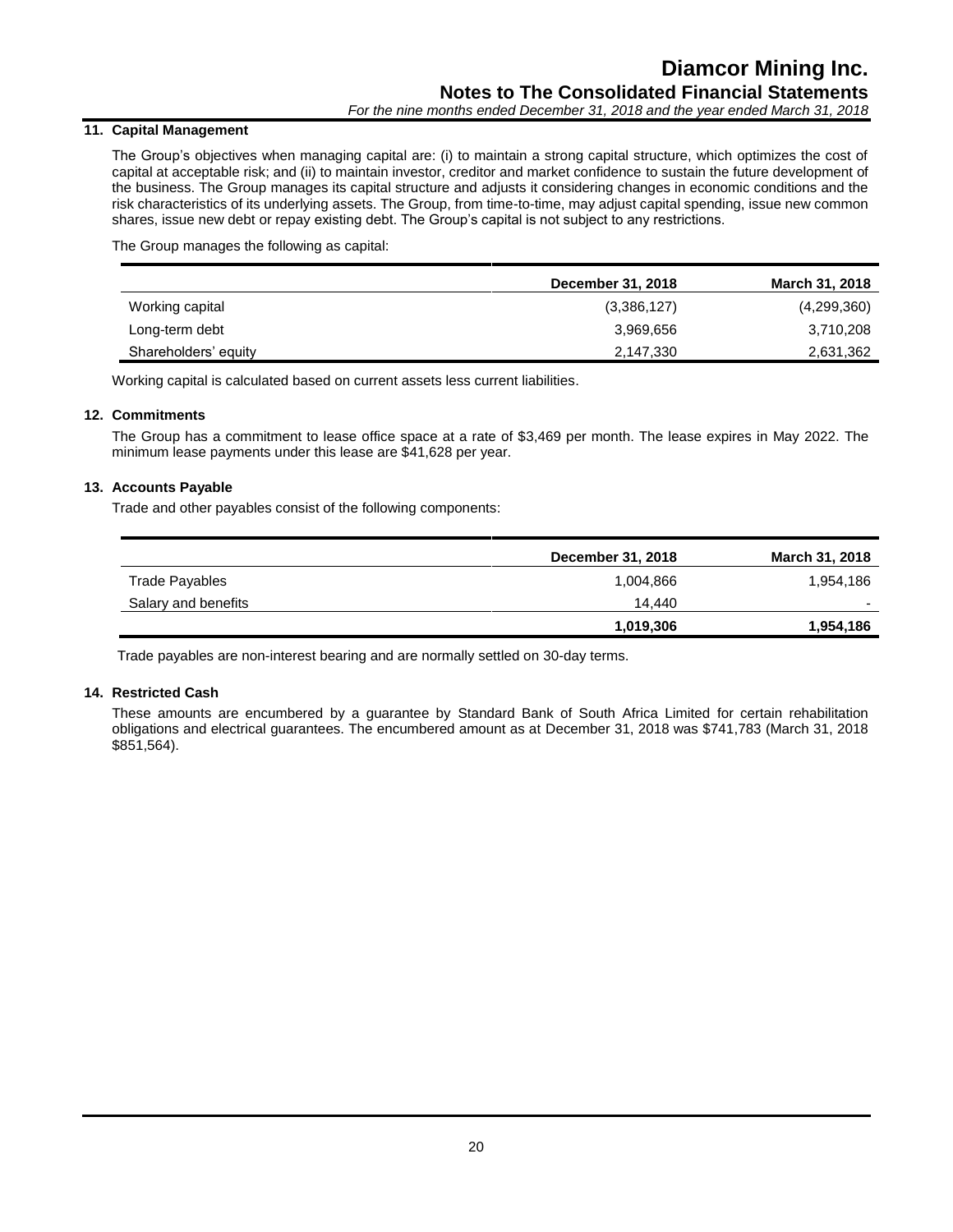## 11. Capital Management

The Group's objectives when managing capital are: (i) to maintain a strong capital structure, which optimizes the cost of capital at acceptable risk; and (ii) to maintain investor, creditor and market confidence to sustain the future development of the business. The Group manages its capital structure and adjusts it considering changes in economic conditions and the risk characteristics of its underlying assets. The Group, from time-to-time, may adjust capital spending, issue new common shares, issue new debt or repay existing debt. The Group's capital is not subject to any restrictions.

The Group manages the following as capital:

| | December 31, 2018 | March 31, 2018 |
|---|---|---|
| Working capital | (3,386,127) | (4,299,360) |
| Long-term debt | 3,969,656 | 3,710,208 |
| Shareholders' equity | 2,147,330 | 2,631,362 |

Working capital is calculated based on current assets less current liabilities.

## 12. Commitments

The Group has a commitment to lease office space at a rate of $3,469 per month. The lease expires in May 2022. The minimum lease payments under this lease are $41,628 per year.

## 13. Accounts Payable

Trade and other payables consist of the following components:

| | December 31, 2018 | March 31, 2018 |
|---|---|---|
| Trade Payables | 1,004,866 | 1,954,186 |
| Salary and benefits | 14,440 | - |
| | **1,019,306** | **1,954,186** |

Trade payables are non-interest bearing and are normally settled on 30-day terms.

## 14. Restricted Cash

These amounts are encumbered by a guarantee by Standard Bank of South Africa Limited for certain rehabilitation obligations and electrical guarantees. The encumbered amount as at December 31, 2018 was $741,783 (March 31, 2018 $851,564).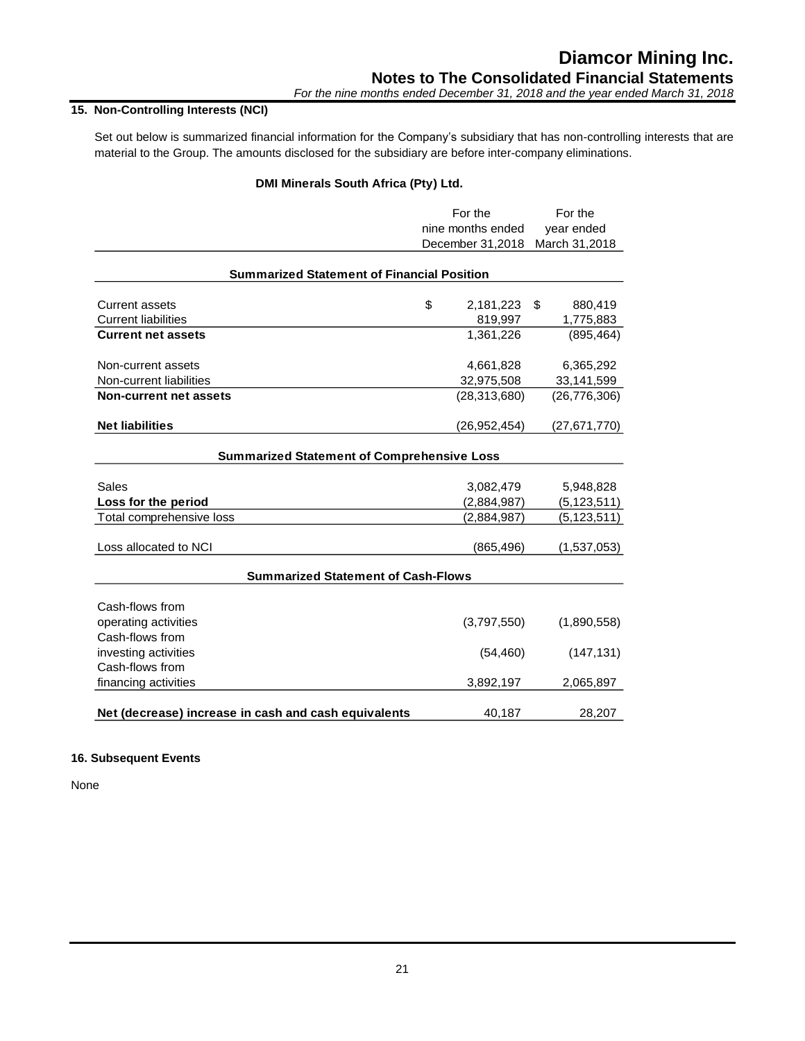## 15. Non-Controlling Interests (NCI)

Set out below is summarized financial information for the Company's subsidiary that has non-controlling interests that are material to the Group. The amounts disclosed for the subsidiary are before inter-company eliminations.

**DMI Minerals South Africa (Pty) Ltd.**

| | For the nine months ended December 31,2018 | For the year ended March 31,2018 |
|---|---|---|
| **Summarized Statement of Financial Position** | | |
| Current assets | $ 2,181,223 | $ 880,419 |
| Current liabilities | 819,997 | 1,775,883 |
| **Current net assets** | 1,361,226 | (895,464) |
| Non-current assets | 4,661,828 | 6,365,292 |
| Non-current liabilities | 32,975,508 | 33,141,599 |
| **Non-current net assets** | (28,313,680) | (26,776,306) |
| **Net liabilities** | (26,952,454) | (27,671,770) |
| **Summarized Statement of Comprehensive Loss** | | |
| Sales | 3,082,479 | 5,948,828 |
| **Loss for the period** | (2,884,987) | (5,123,511) |
| Total comprehensive loss | (2,884,987) | (5,123,511) |
| Loss allocated to NCI | (865,496) | (1,537,053) |
| **Summarized Statement of Cash-Flows** | | |
| Cash-flows from operating activities | (3,797,550) | (1,890,558) |
| Cash-flows from investing activities | (54,460) | (147,131) |
| Cash-flows from financing activities | 3,892,197 | 2,065,897 |
| **Net (decrease) increase in cash and cash equivalents** | 40,187 | 28,207 |

## 16. Subsequent Events

None